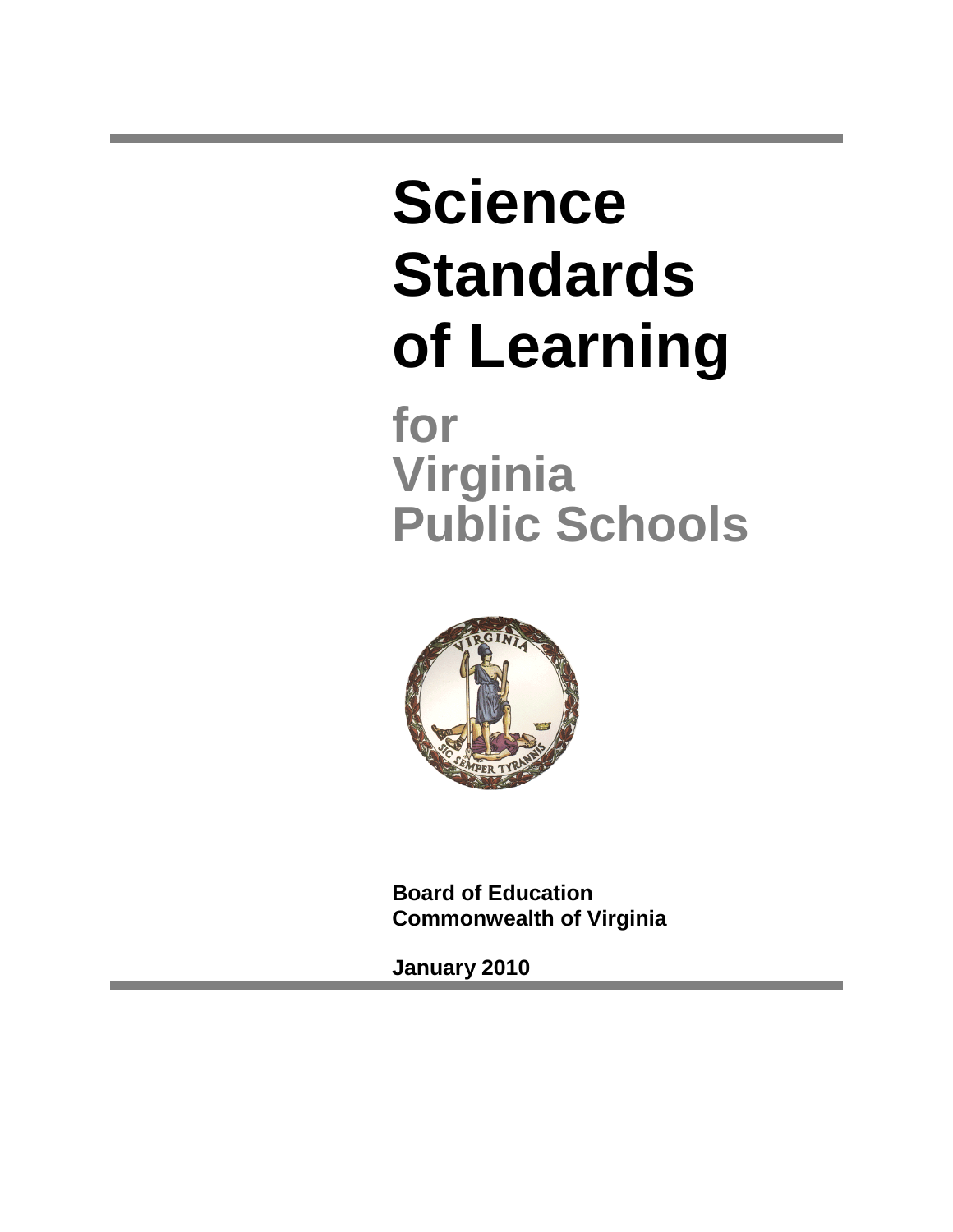# Science Standards of Learning

## for Virginia Public Schools

**Board of Education**
**Commonwealth of Virginia**

**January 2010**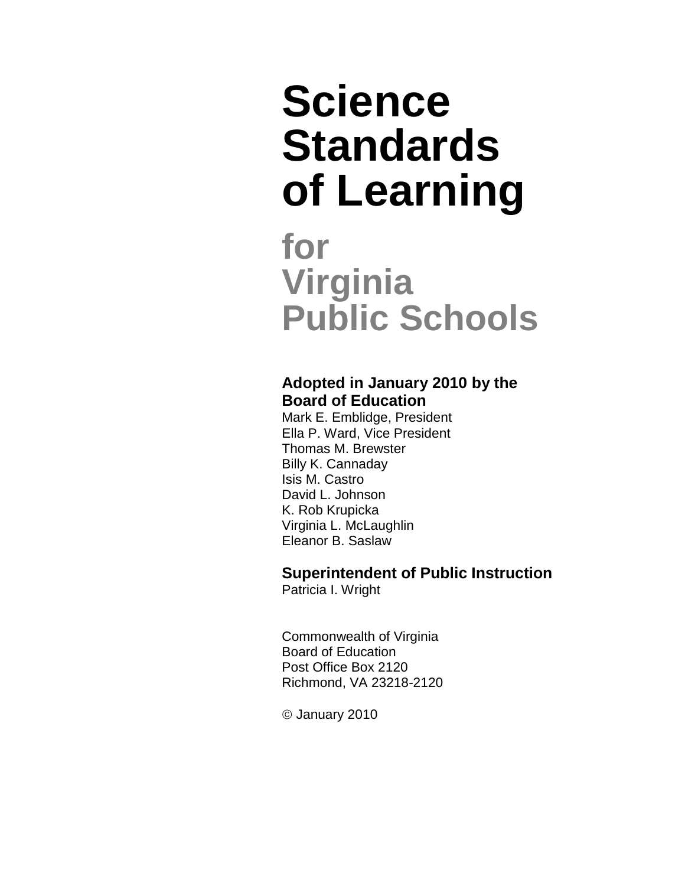# Science Standards of Learning

## for Virginia Public Schools

**Adopted in January 2010 by the Board of Education**

Mark E. Emblidge, President
Ella P. Ward, Vice President
Thomas M. Brewster
Billy K. Cannaday
Isis M. Castro
David L. Johnson
K. Rob Krupicka
Virginia L. McLaughlin
Eleanor B. Saslaw

**Superintendent of Public Instruction**

Patricia I. Wright

Commonwealth of Virginia
Board of Education
Post Office Box 2120
Richmond, VA 23218-2120

© January 2010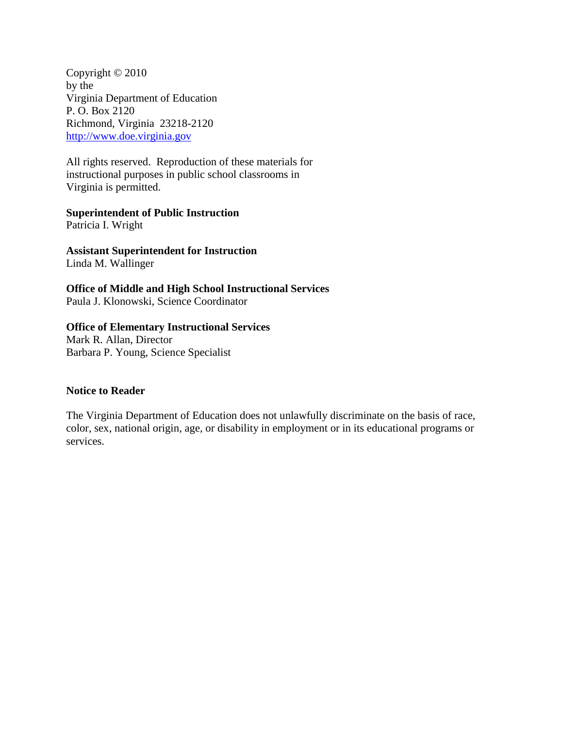Copyright © 2010
by the
Virginia Department of Education
P. O. Box 2120
Richmond, Virginia 23218-2120
[http://www.doe.virginia.gov](http://www.doe.virginia.gov)

All rights reserved. Reproduction of these materials for instructional purposes in public school classrooms in Virginia is permitted.

**Superintendent of Public Instruction**
Patricia I. Wright

**Assistant Superintendent for Instruction**
Linda M. Wallinger

**Office of Middle and High School Instructional Services**
Paula J. Klonowski, Science Coordinator

**Office of Elementary Instructional Services**
Mark R. Allan, Director
Barbara P. Young, Science Specialist

**Notice to Reader**

The Virginia Department of Education does not unlawfully discriminate on the basis of race, color, sex, national origin, age, or disability in employment or in its educational programs or services.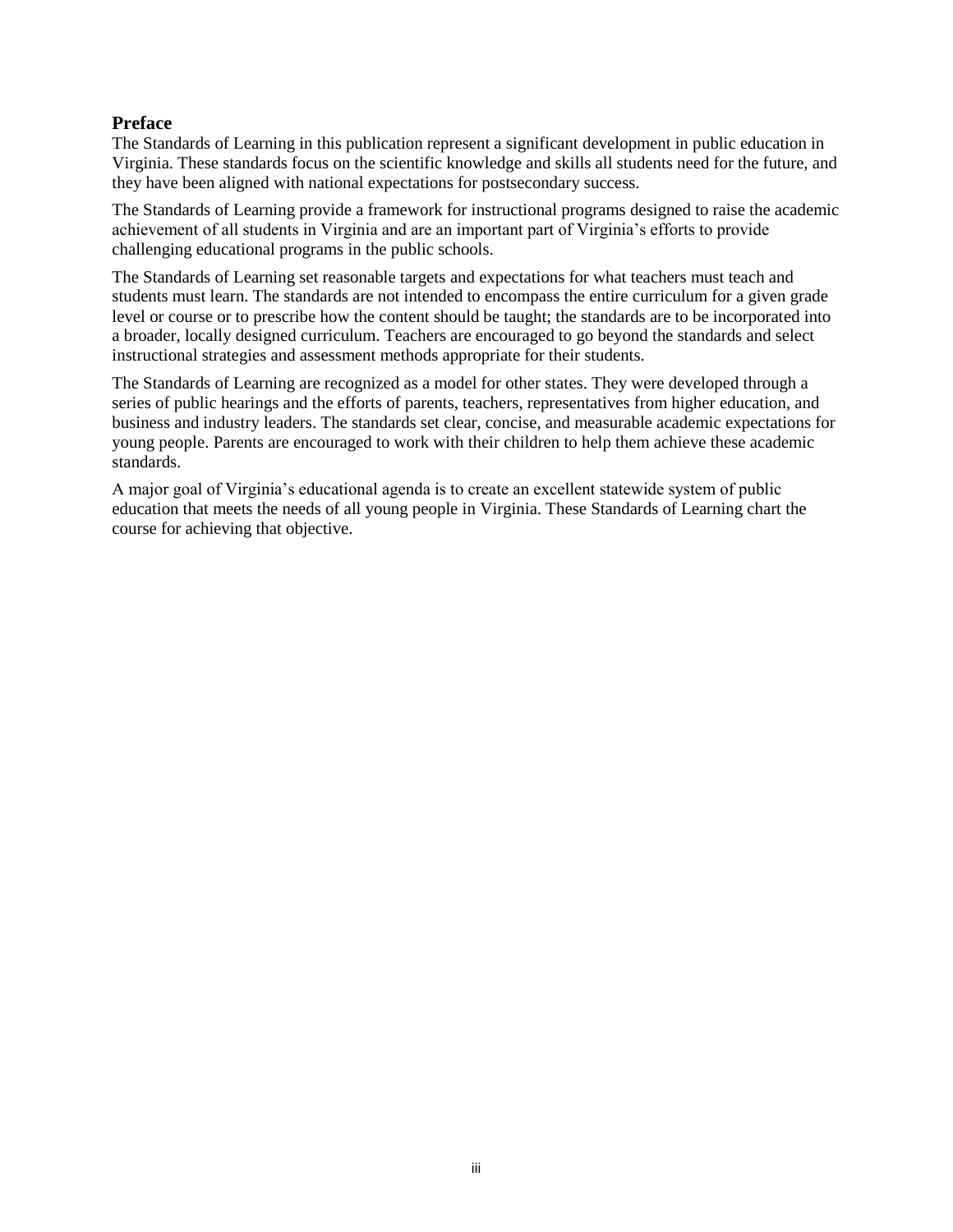## Preface

The Standards of Learning in this publication represent a significant development in public education in Virginia. These standards focus on the scientific knowledge and skills all students need for the future, and they have been aligned with national expectations for postsecondary success.

The Standards of Learning provide a framework for instructional programs designed to raise the academic achievement of all students in Virginia and are an important part of Virginia's efforts to provide challenging educational programs in the public schools.

The Standards of Learning set reasonable targets and expectations for what teachers must teach and students must learn. The standards are not intended to encompass the entire curriculum for a given grade level or course or to prescribe how the content should be taught; the standards are to be incorporated into a broader, locally designed curriculum. Teachers are encouraged to go beyond the standards and select instructional strategies and assessment methods appropriate for their students.

The Standards of Learning are recognized as a model for other states. They were developed through a series of public hearings and the efforts of parents, teachers, representatives from higher education, and business and industry leaders. The standards set clear, concise, and measurable academic expectations for young people. Parents are encouraged to work with their children to help them achieve these academic standards.

A major goal of Virginia's educational agenda is to create an excellent statewide system of public education that meets the needs of all young people in Virginia. These Standards of Learning chart the course for achieving that objective.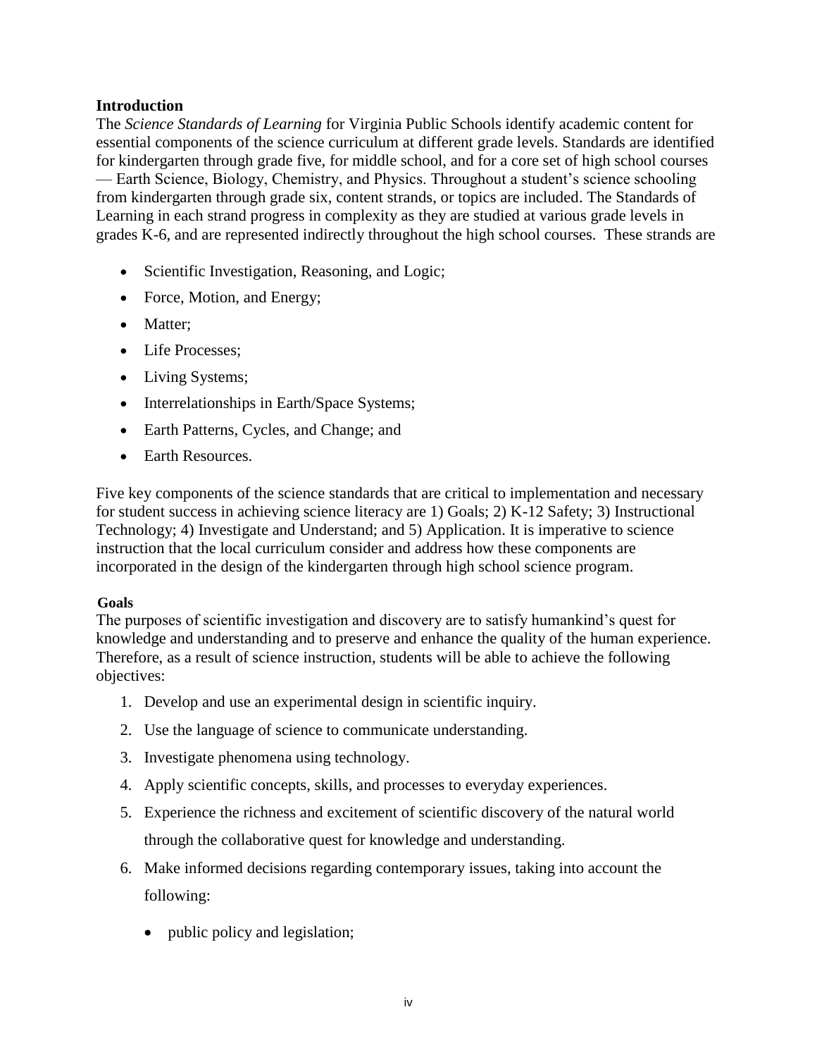## Introduction

The *Science Standards of Learning* for Virginia Public Schools identify academic content for essential components of the science curriculum at different grade levels. Standards are identified for kindergarten through grade five, for middle school, and for a core set of high school courses — Earth Science, Biology, Chemistry, and Physics. Throughout a student's science schooling from kindergarten through grade six, content strands, or topics are included. The Standards of Learning in each strand progress in complexity as they are studied at various grade levels in grades K-6, and are represented indirectly throughout the high school courses. These strands are

- Scientific Investigation, Reasoning, and Logic;
- Force, Motion, and Energy;
- Matter;
- Life Processes;
- Living Systems;
- Interrelationships in Earth/Space Systems;
- Earth Patterns, Cycles, and Change; and
- Earth Resources.

Five key components of the science standards that are critical to implementation and necessary for student success in achieving science literacy are 1) Goals; 2) K-12 Safety; 3) Instructional Technology; 4) Investigate and Understand; and 5) Application. It is imperative to science instruction that the local curriculum consider and address how these components are incorporated in the design of the kindergarten through high school science program.

### Goals

The purposes of scientific investigation and discovery are to satisfy humankind's quest for knowledge and understanding and to preserve and enhance the quality of the human experience. Therefore, as a result of science instruction, students will be able to achieve the following objectives:

1. Develop and use an experimental design in scientific inquiry.
2. Use the language of science to communicate understanding.
3. Investigate phenomena using technology.
4. Apply scientific concepts, skills, and processes to everyday experiences.
5. Experience the richness and excitement of scientific discovery of the natural world through the collaborative quest for knowledge and understanding.
6. Make informed decisions regarding contemporary issues, taking into account the following:
    - public policy and legislation;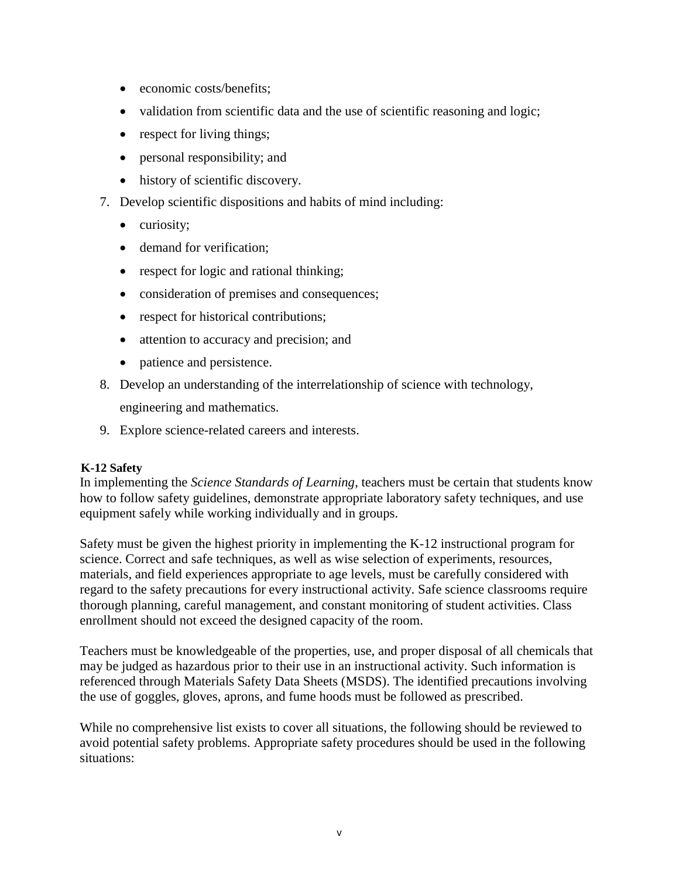- economic costs/benefits;
- validation from scientific data and the use of scientific reasoning and logic;
- respect for living things;
- personal responsibility; and
- history of scientific discovery.

7. Develop scientific dispositions and habits of mind including:
   - curiosity;
   - demand for verification;
   - respect for logic and rational thinking;
   - consideration of premises and consequences;
   - respect for historical contributions;
   - attention to accuracy and precision; and
   - patience and persistence.
8. Develop an understanding of the interrelationship of science with technology, engineering and mathematics.
9. Explore science-related careers and interests.

**K-12 Safety**

In implementing the *Science Standards of Learning*, teachers must be certain that students know how to follow safety guidelines, demonstrate appropriate laboratory safety techniques, and use equipment safely while working individually and in groups.

Safety must be given the highest priority in implementing the K-12 instructional program for science. Correct and safe techniques, as well as wise selection of experiments, resources, materials, and field experiences appropriate to age levels, must be carefully considered with regard to the safety precautions for every instructional activity. Safe science classrooms require thorough planning, careful management, and constant monitoring of student activities. Class enrollment should not exceed the designed capacity of the room.

Teachers must be knowledgeable of the properties, use, and proper disposal of all chemicals that may be judged as hazardous prior to their use in an instructional activity. Such information is referenced through Materials Safety Data Sheets (MSDS). The identified precautions involving the use of goggles, gloves, aprons, and fume hoods must be followed as prescribed.

While no comprehensive list exists to cover all situations, the following should be reviewed to avoid potential safety problems. Appropriate safety procedures should be used in the following situations: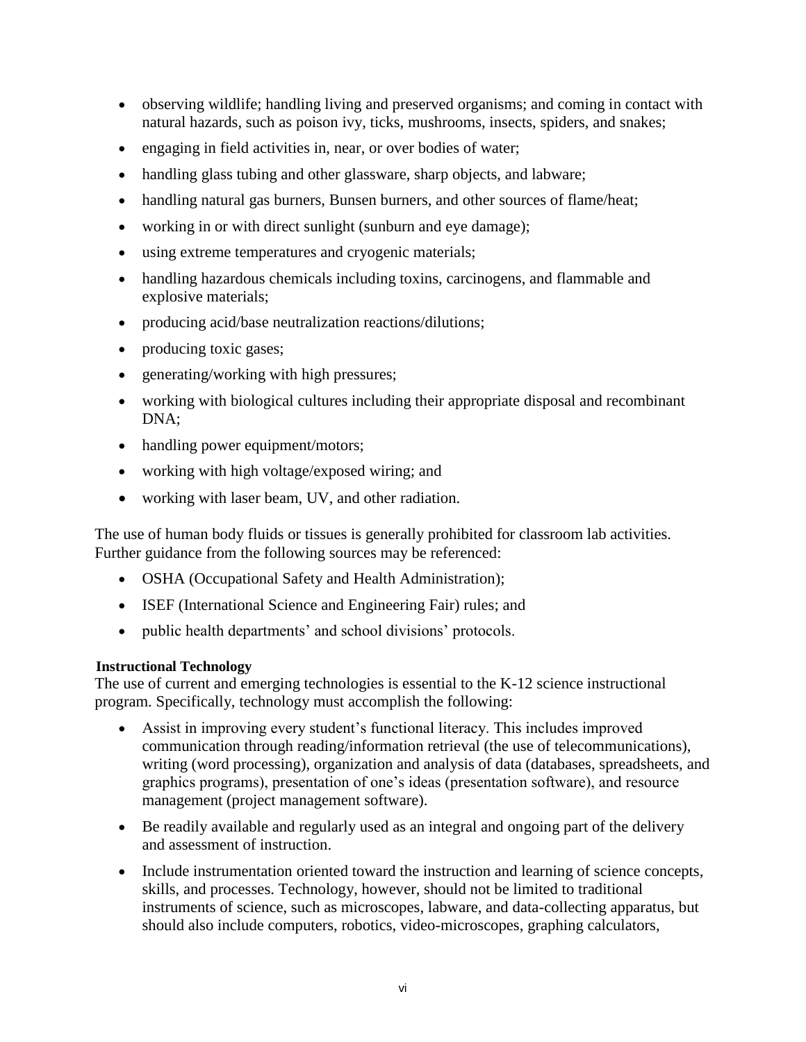- observing wildlife; handling living and preserved organisms; and coming in contact with natural hazards, such as poison ivy, ticks, mushrooms, insects, spiders, and snakes;
- engaging in field activities in, near, or over bodies of water;
- handling glass tubing and other glassware, sharp objects, and labware;
- handling natural gas burners, Bunsen burners, and other sources of flame/heat;
- working in or with direct sunlight (sunburn and eye damage);
- using extreme temperatures and cryogenic materials;
- handling hazardous chemicals including toxins, carcinogens, and flammable and explosive materials;
- producing acid/base neutralization reactions/dilutions;
- producing toxic gases;
- generating/working with high pressures;
- working with biological cultures including their appropriate disposal and recombinant DNA;
- handling power equipment/motors;
- working with high voltage/exposed wiring; and
- working with laser beam, UV, and other radiation.

The use of human body fluids or tissues is generally prohibited for classroom lab activities. Further guidance from the following sources may be referenced:

- OSHA (Occupational Safety and Health Administration);
- ISEF (International Science and Engineering Fair) rules; and
- public health departments' and school divisions' protocols.

**Instructional Technology**

The use of current and emerging technologies is essential to the K-12 science instructional program. Specifically, technology must accomplish the following:

- Assist in improving every student's functional literacy. This includes improved communication through reading/information retrieval (the use of telecommunications), writing (word processing), organization and analysis of data (databases, spreadsheets, and graphics programs), presentation of one's ideas (presentation software), and resource management (project management software).
- Be readily available and regularly used as an integral and ongoing part of the delivery and assessment of instruction.
- Include instrumentation oriented toward the instruction and learning of science concepts, skills, and processes. Technology, however, should not be limited to traditional instruments of science, such as microscopes, labware, and data-collecting apparatus, but should also include computers, robotics, video-microscopes, graphing calculators,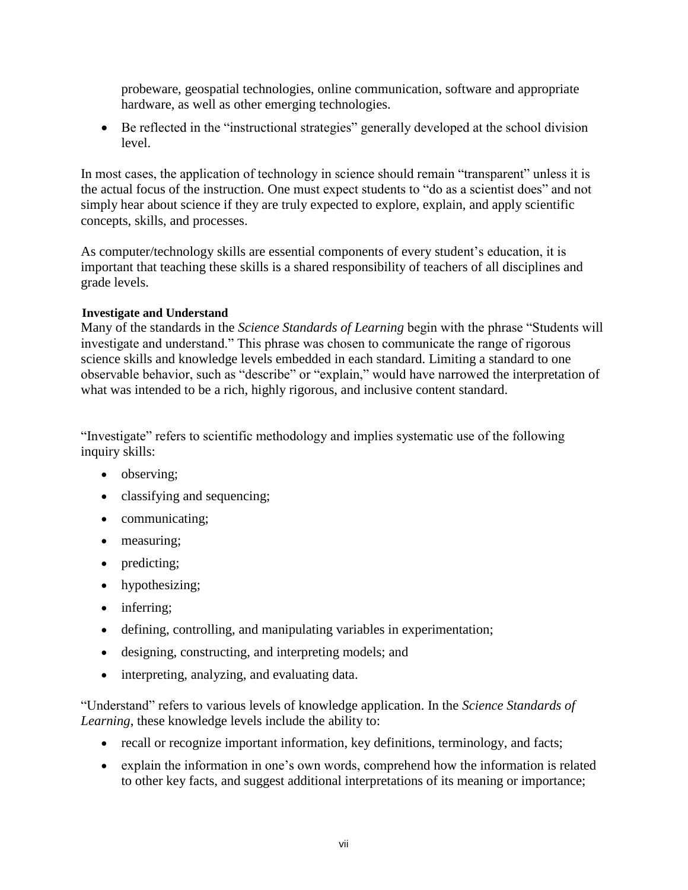probeware, geospatial technologies, online communication, software and appropriate hardware, as well as other emerging technologies.

- Be reflected in the "instructional strategies" generally developed at the school division level.

In most cases, the application of technology in science should remain "transparent" unless it is the actual focus of the instruction. One must expect students to "do as a scientist does" and not simply hear about science if they are truly expected to explore, explain, and apply scientific concepts, skills, and processes.

As computer/technology skills are essential components of every student's education, it is important that teaching these skills is a shared responsibility of teachers of all disciplines and grade levels.

**Investigate and Understand**

Many of the standards in the *Science Standards of Learning* begin with the phrase "Students will investigate and understand." This phrase was chosen to communicate the range of rigorous science skills and knowledge levels embedded in each standard. Limiting a standard to one observable behavior, such as "describe" or "explain," would have narrowed the interpretation of what was intended to be a rich, highly rigorous, and inclusive content standard.

"Investigate" refers to scientific methodology and implies systematic use of the following inquiry skills:

- observing;
- classifying and sequencing;
- communicating;
- measuring;
- predicting;
- hypothesizing;
- inferring;
- defining, controlling, and manipulating variables in experimentation;
- designing, constructing, and interpreting models; and
- interpreting, analyzing, and evaluating data.

"Understand" refers to various levels of knowledge application. In the *Science Standards of Learning*, these knowledge levels include the ability to:

- recall or recognize important information, key definitions, terminology, and facts;
- explain the information in one's own words, comprehend how the information is related to other key facts, and suggest additional interpretations of its meaning or importance;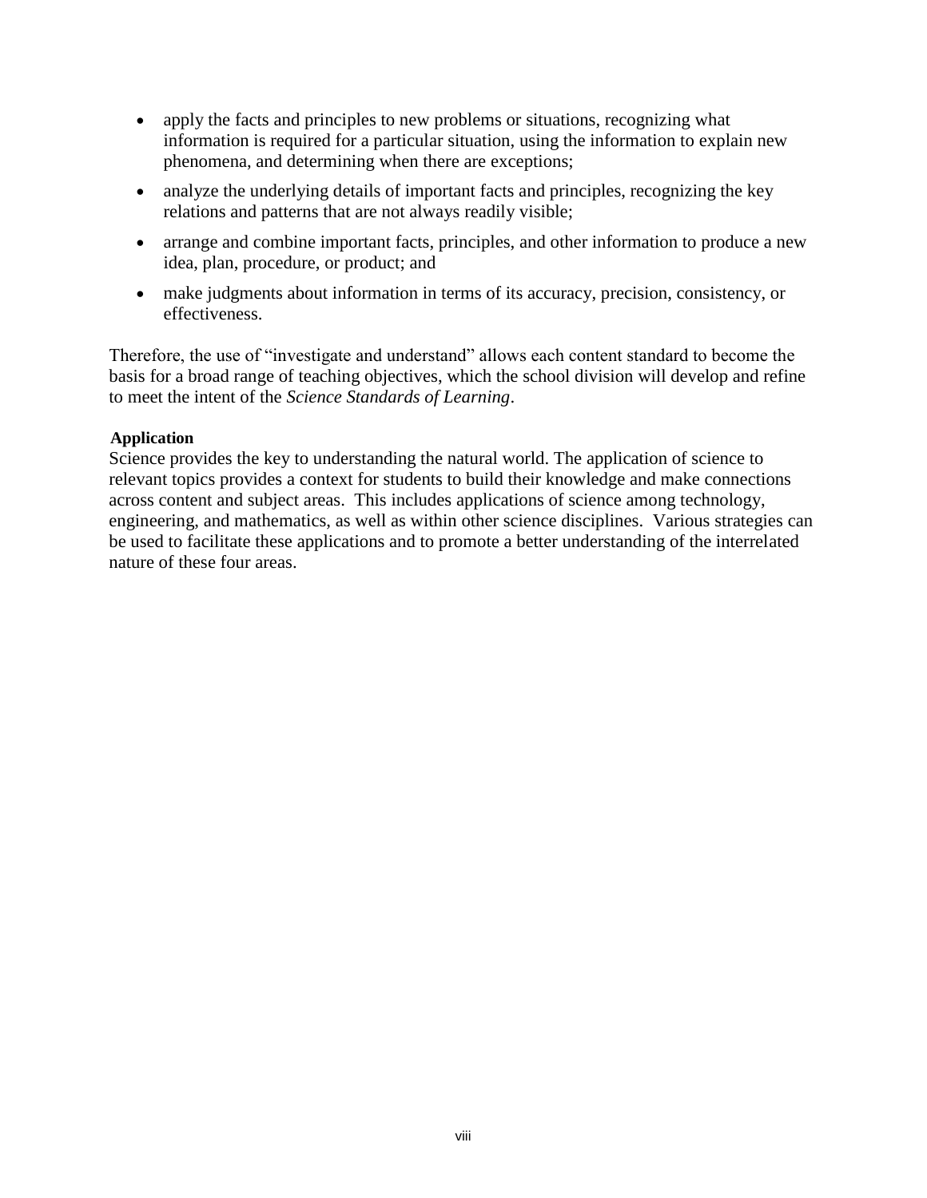- apply the facts and principles to new problems or situations, recognizing what information is required for a particular situation, using the information to explain new phenomena, and determining when there are exceptions;
- analyze the underlying details of important facts and principles, recognizing the key relations and patterns that are not always readily visible;
- arrange and combine important facts, principles, and other information to produce a new idea, plan, procedure, or product; and
- make judgments about information in terms of its accuracy, precision, consistency, or effectiveness.

Therefore, the use of "investigate and understand" allows each content standard to become the basis for a broad range of teaching objectives, which the school division will develop and refine to meet the intent of the *Science Standards of Learning*.

**Application**

Science provides the key to understanding the natural world. The application of science to relevant topics provides a context for students to build their knowledge and make connections across content and subject areas. This includes applications of science among technology, engineering, and mathematics, as well as within other science disciplines. Various strategies can be used to facilitate these applications and to promote a better understanding of the interrelated nature of these four areas.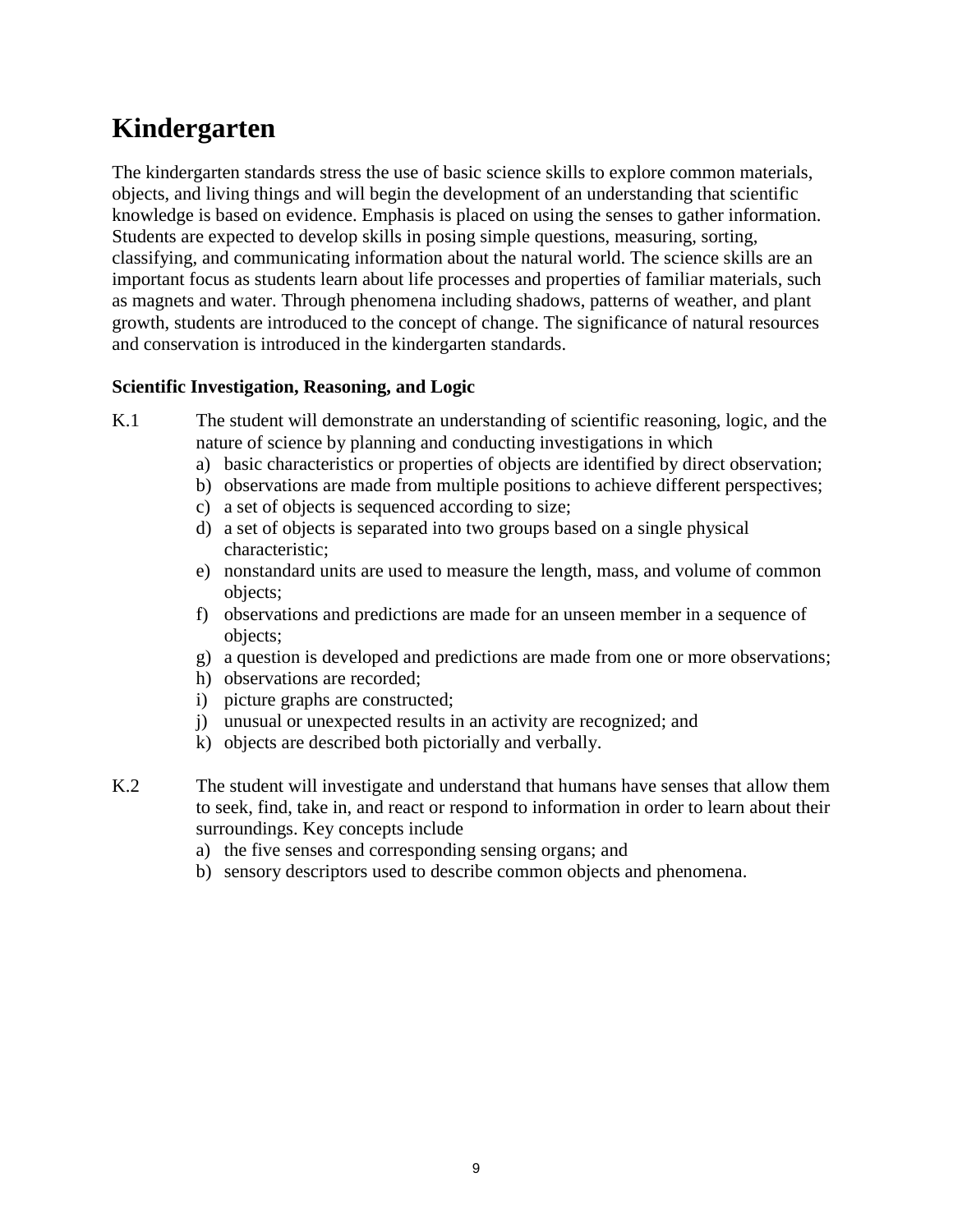# Kindergarten

The kindergarten standards stress the use of basic science skills to explore common materials, objects, and living things and will begin the development of an understanding that scientific knowledge is based on evidence. Emphasis is placed on using the senses to gather information. Students are expected to develop skills in posing simple questions, measuring, sorting, classifying, and communicating information about the natural world. The science skills are an important focus as students learn about life processes and properties of familiar materials, such as magnets and water. Through phenomena including shadows, patterns of weather, and plant growth, students are introduced to the concept of change. The significance of natural resources and conservation is introduced in the kindergarten standards.

### Scientific Investigation, Reasoning, and Logic

K.1 The student will demonstrate an understanding of scientific reasoning, logic, and the nature of science by planning and conducting investigations in which

a) basic characteristics or properties of objects are identified by direct observation;
b) observations are made from multiple positions to achieve different perspectives;
c) a set of objects is sequenced according to size;
d) a set of objects is separated into two groups based on a single physical characteristic;
e) nonstandard units are used to measure the length, mass, and volume of common objects;
f) observations and predictions are made for an unseen member in a sequence of objects;
g) a question is developed and predictions are made from one or more observations;
h) observations are recorded;
i) picture graphs are constructed;
j) unusual or unexpected results in an activity are recognized; and
k) objects are described both pictorially and verbally.

K.2 The student will investigate and understand that humans have senses that allow them to seek, find, take in, and react or respond to information in order to learn about their surroundings. Key concepts include

a) the five senses and corresponding sensing organs; and
b) sensory descriptors used to describe common objects and phenomena.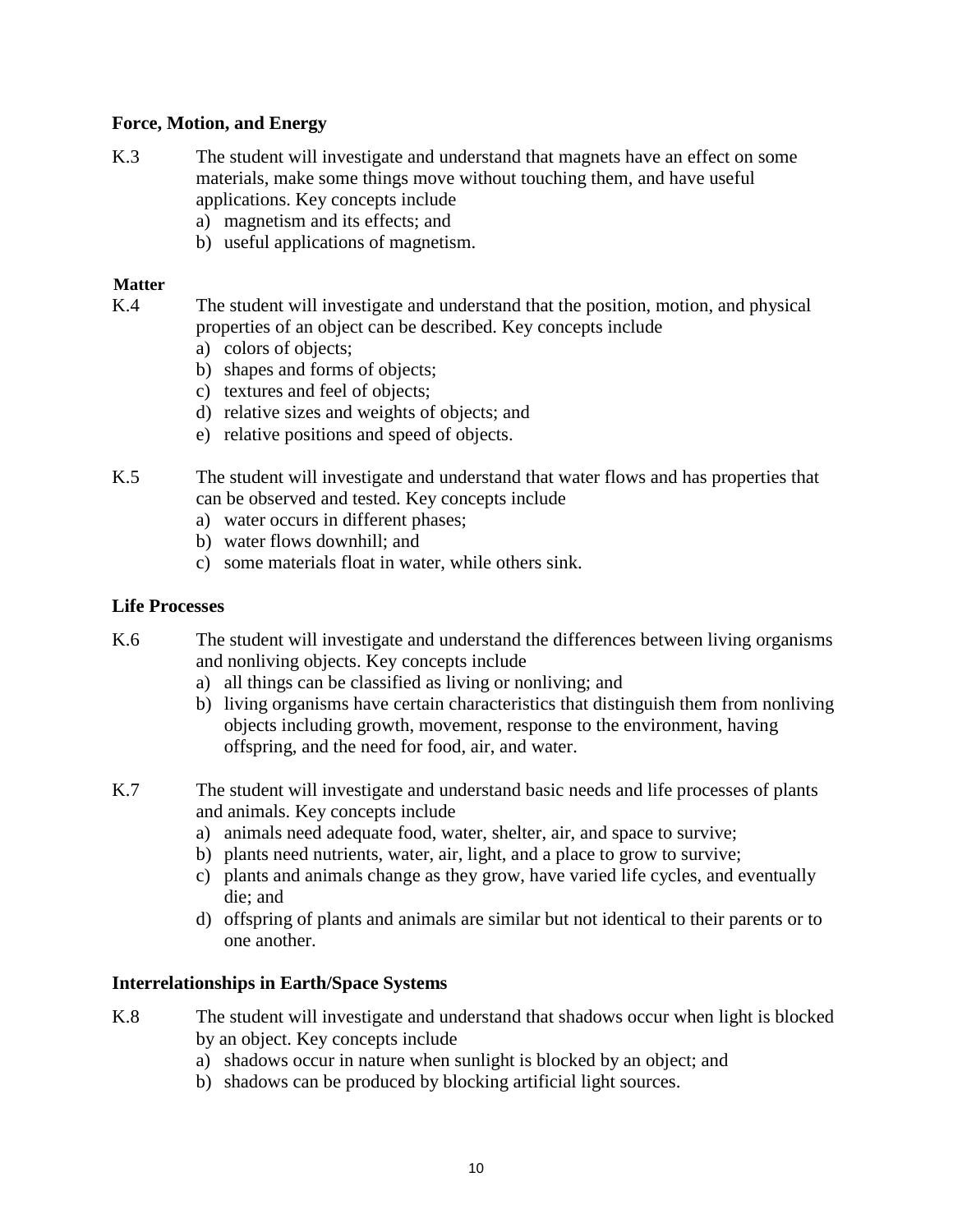**Force, Motion, and Energy**

K.3 The student will investigate and understand that magnets have an effect on some materials, make some things move without touching them, and have useful applications. Key concepts include

a) magnetism and its effects; and
b) useful applications of magnetism.

**Matter**

K.4 The student will investigate and understand that the position, motion, and physical properties of an object can be described. Key concepts include

a) colors of objects;
b) shapes and forms of objects;
c) textures and feel of objects;
d) relative sizes and weights of objects; and
e) relative positions and speed of objects.

K.5 The student will investigate and understand that water flows and has properties that can be observed and tested. Key concepts include

a) water occurs in different phases;
b) water flows downhill; and
c) some materials float in water, while others sink.

**Life Processes**

K.6 The student will investigate and understand the differences between living organisms and nonliving objects. Key concepts include

a) all things can be classified as living or nonliving; and
b) living organisms have certain characteristics that distinguish them from nonliving objects including growth, movement, response to the environment, having offspring, and the need for food, air, and water.

K.7 The student will investigate and understand basic needs and life processes of plants and animals. Key concepts include

a) animals need adequate food, water, shelter, air, and space to survive;
b) plants need nutrients, water, air, light, and a place to grow to survive;
c) plants and animals change as they grow, have varied life cycles, and eventually die; and
d) offspring of plants and animals are similar but not identical to their parents or to one another.

**Interrelationships in Earth/Space Systems**

K.8 The student will investigate and understand that shadows occur when light is blocked by an object. Key concepts include

a) shadows occur in nature when sunlight is blocked by an object; and
b) shadows can be produced by blocking artificial light sources.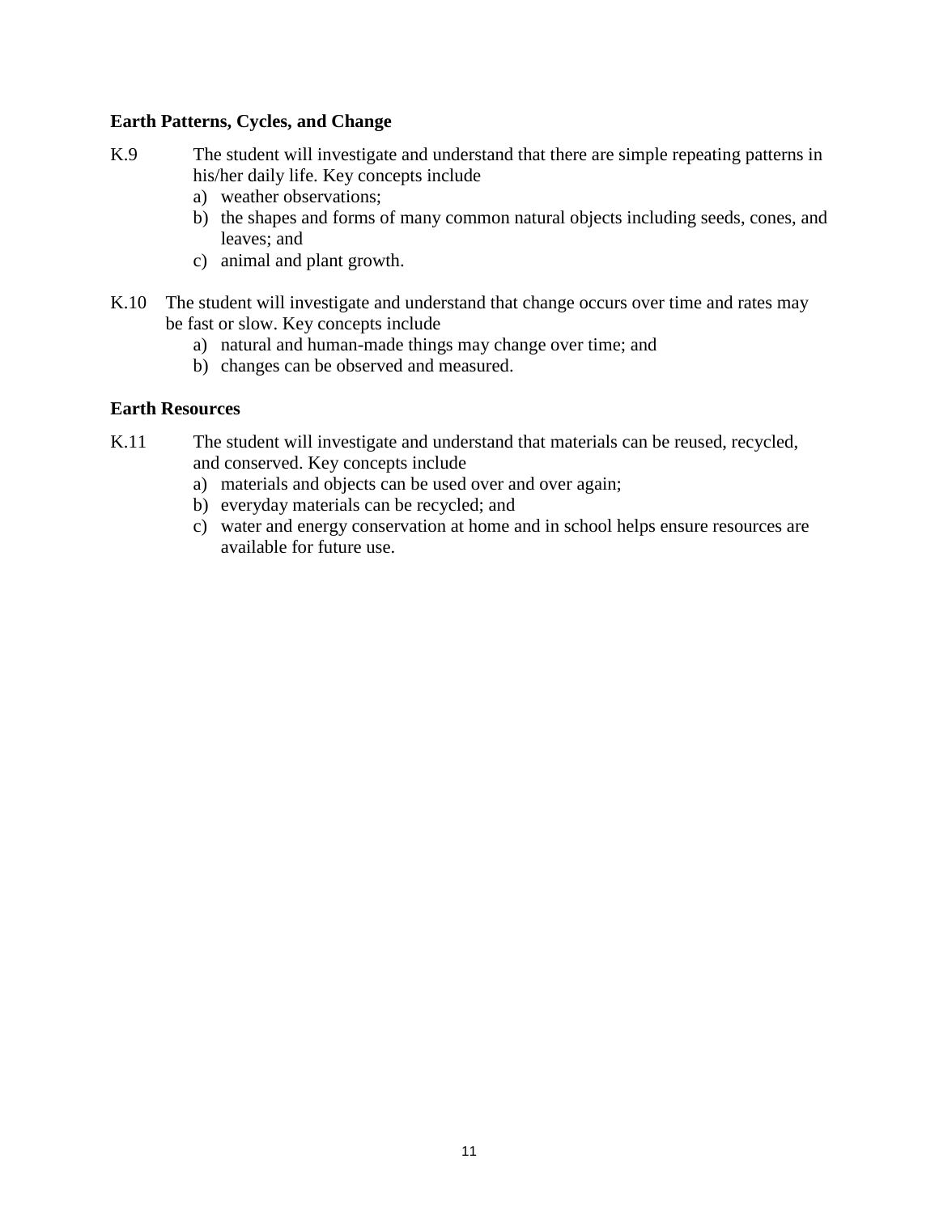**Earth Patterns, Cycles, and Change**

K.9 The student will investigate and understand that there are simple repeating patterns in his/her daily life. Key concepts include

a) weather observations;
b) the shapes and forms of many common natural objects including seeds, cones, and leaves; and
c) animal and plant growth.

K.10 The student will investigate and understand that change occurs over time and rates may be fast or slow. Key concepts include

a) natural and human-made things may change over time; and
b) changes can be observed and measured.

**Earth Resources**

K.11 The student will investigate and understand that materials can be reused, recycled, and conserved. Key concepts include

a) materials and objects can be used over and over again;
b) everyday materials can be recycled; and
c) water and energy conservation at home and in school helps ensure resources are available for future use.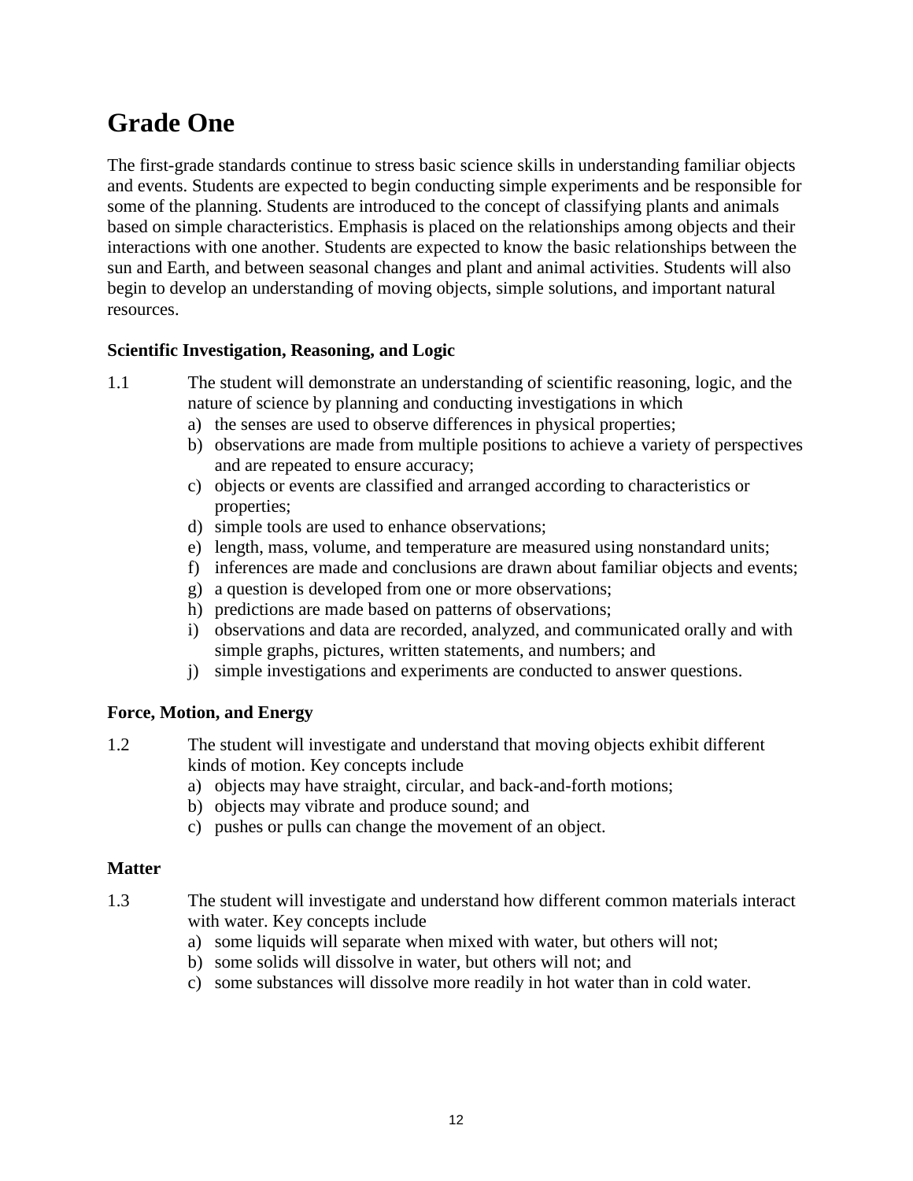# Grade One

The first-grade standards continue to stress basic science skills in understanding familiar objects and events. Students are expected to begin conducting simple experiments and be responsible for some of the planning. Students are introduced to the concept of classifying plants and animals based on simple characteristics. Emphasis is placed on the relationships among objects and their interactions with one another. Students are expected to know the basic relationships between the sun and Earth, and between seasonal changes and plant and animal activities. Students will also begin to develop an understanding of moving objects, simple solutions, and important natural resources.

### Scientific Investigation, Reasoning, and Logic

1.1 The student will demonstrate an understanding of scientific reasoning, logic, and the nature of science by planning and conducting investigations in which

a) the senses are used to observe differences in physical properties;
b) observations are made from multiple positions to achieve a variety of perspectives and are repeated to ensure accuracy;
c) objects or events are classified and arranged according to characteristics or properties;
d) simple tools are used to enhance observations;
e) length, mass, volume, and temperature are measured using nonstandard units;
f) inferences are made and conclusions are drawn about familiar objects and events;
g) a question is developed from one or more observations;
h) predictions are made based on patterns of observations;
i) observations and data are recorded, analyzed, and communicated orally and with simple graphs, pictures, written statements, and numbers; and
j) simple investigations and experiments are conducted to answer questions.

### Force, Motion, and Energy

1.2 The student will investigate and understand that moving objects exhibit different kinds of motion. Key concepts include

a) objects may have straight, circular, and back-and-forth motions;
b) objects may vibrate and produce sound; and
c) pushes or pulls can change the movement of an object.

### Matter

1.3 The student will investigate and understand how different common materials interact with water. Key concepts include

a) some liquids will separate when mixed with water, but others will not;
b) some solids will dissolve in water, but others will not; and
c) some substances will dissolve more readily in hot water than in cold water.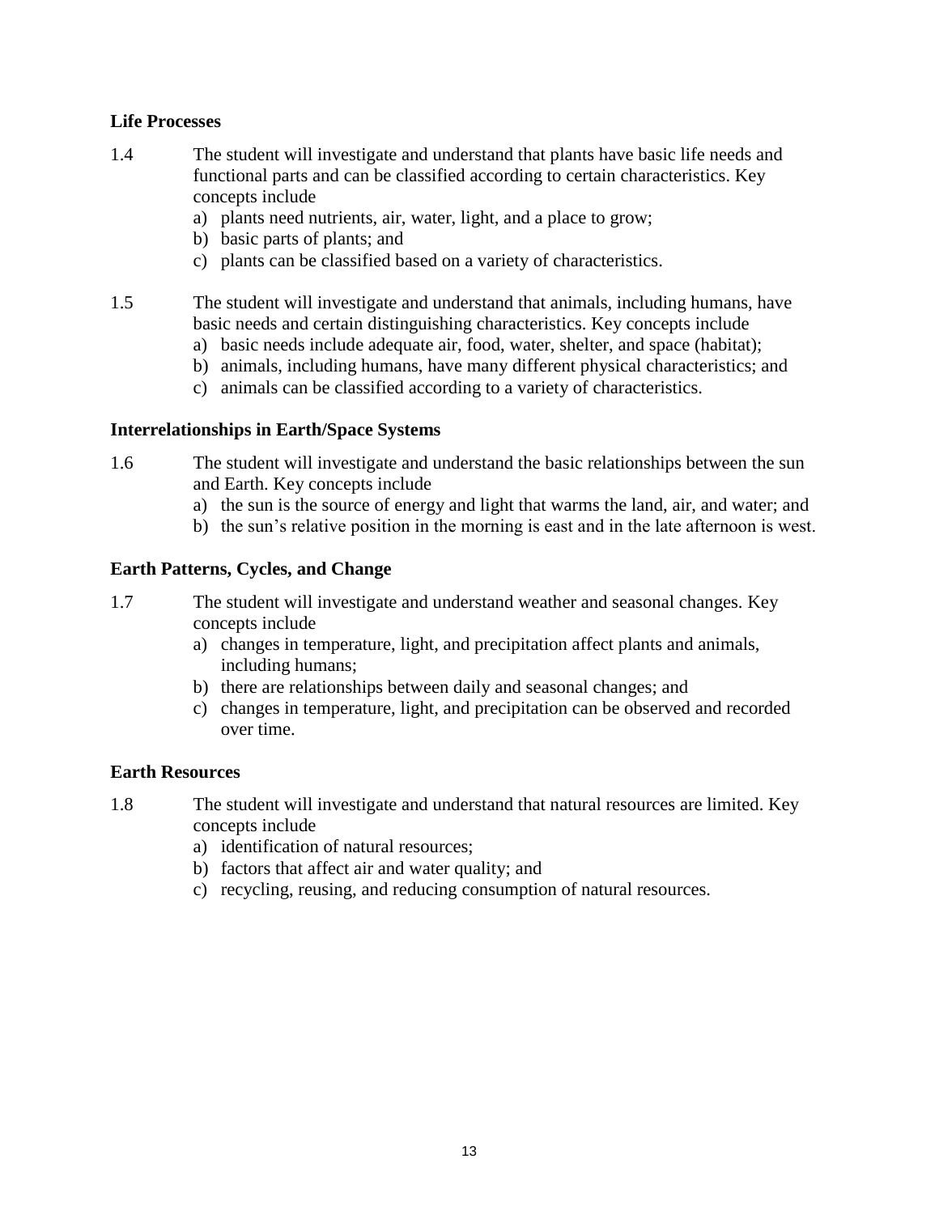**Life Processes**

1.4 The student will investigate and understand that plants have basic life needs and functional parts and can be classified according to certain characteristics. Key concepts include

a) plants need nutrients, air, water, light, and a place to grow;
b) basic parts of plants; and
c) plants can be classified based on a variety of characteristics.

1.5 The student will investigate and understand that animals, including humans, have basic needs and certain distinguishing characteristics. Key concepts include

a) basic needs include adequate air, food, water, shelter, and space (habitat);
b) animals, including humans, have many different physical characteristics; and
c) animals can be classified according to a variety of characteristics.

**Interrelationships in Earth/Space Systems**

1.6 The student will investigate and understand the basic relationships between the sun and Earth. Key concepts include

a) the sun is the source of energy and light that warms the land, air, and water; and
b) the sun's relative position in the morning is east and in the late afternoon is west.

**Earth Patterns, Cycles, and Change**

1.7 The student will investigate and understand weather and seasonal changes. Key concepts include

a) changes in temperature, light, and precipitation affect plants and animals, including humans;
b) there are relationships between daily and seasonal changes; and
c) changes in temperature, light, and precipitation can be observed and recorded over time.

**Earth Resources**

1.8 The student will investigate and understand that natural resources are limited. Key concepts include

a) identification of natural resources;
b) factors that affect air and water quality; and
c) recycling, reusing, and reducing consumption of natural resources.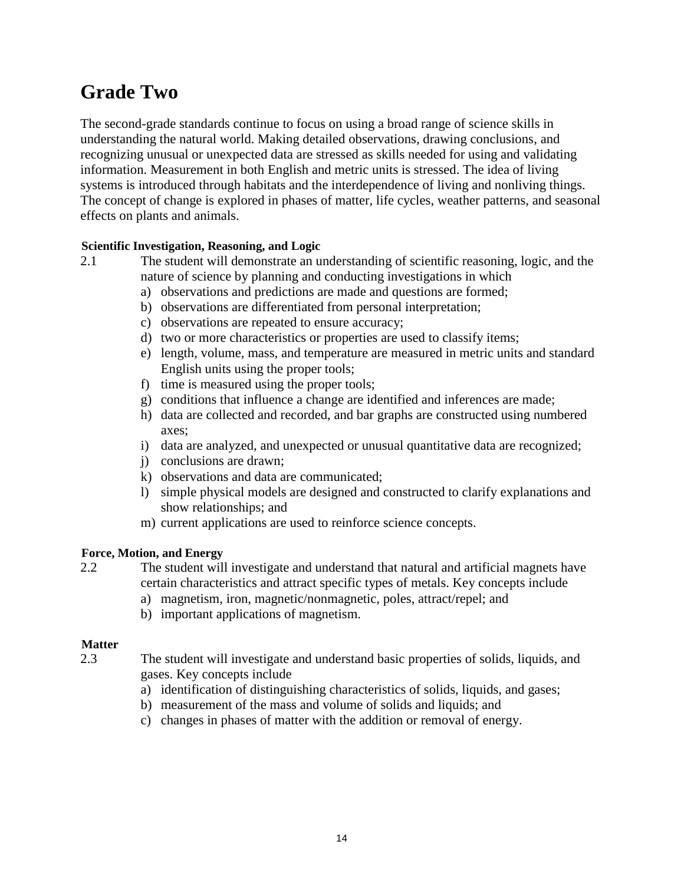# Grade Two

The second-grade standards continue to focus on using a broad range of science skills in understanding the natural world. Making detailed observations, drawing conclusions, and recognizing unusual or unexpected data are stressed as skills needed for using and validating information. Measurement in both English and metric units is stressed. The idea of living systems is introduced through habitats and the interdependence of living and nonliving things. The concept of change is explored in phases of matter, life cycles, weather patterns, and seasonal effects on plants and animals.

**Scientific Investigation, Reasoning, and Logic**

2.1 The student will demonstrate an understanding of scientific reasoning, logic, and the nature of science by planning and conducting investigations in which

a) observations and predictions are made and questions are formed;
b) observations are differentiated from personal interpretation;
c) observations are repeated to ensure accuracy;
d) two or more characteristics or properties are used to classify items;
e) length, volume, mass, and temperature are measured in metric units and standard English units using the proper tools;
f) time is measured using the proper tools;
g) conditions that influence a change are identified and inferences are made;
h) data are collected and recorded, and bar graphs are constructed using numbered axes;
i) data are analyzed, and unexpected or unusual quantitative data are recognized;
j) conclusions are drawn;
k) observations and data are communicated;
l) simple physical models are designed and constructed to clarify explanations and show relationships; and
m) current applications are used to reinforce science concepts.

**Force, Motion, and Energy**

2.2 The student will investigate and understand that natural and artificial magnets have certain characteristics and attract specific types of metals. Key concepts include

a) magnetism, iron, magnetic/nonmagnetic, poles, attract/repel; and
b) important applications of magnetism.

**Matter**

2.3 The student will investigate and understand basic properties of solids, liquids, and gases. Key concepts include

a) identification of distinguishing characteristics of solids, liquids, and gases;
b) measurement of the mass and volume of solids and liquids; and
c) changes in phases of matter with the addition or removal of energy.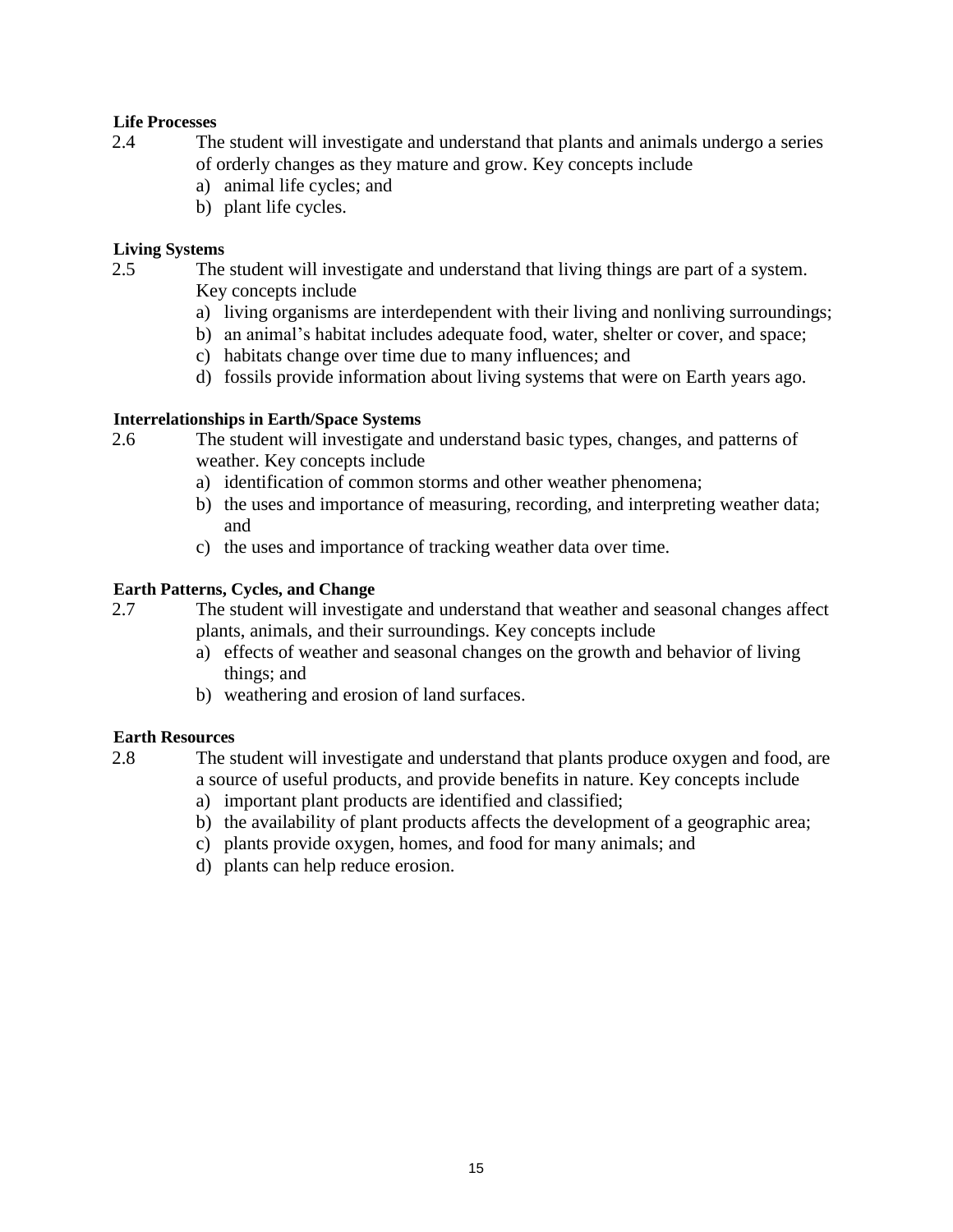**Life Processes**

2.4 The student will investigate and understand that plants and animals undergo a series of orderly changes as they mature and grow. Key concepts include

a) animal life cycles; and
b) plant life cycles.

**Living Systems**

2.5 The student will investigate and understand that living things are part of a system. Key concepts include

a) living organisms are interdependent with their living and nonliving surroundings;
b) an animal's habitat includes adequate food, water, shelter or cover, and space;
c) habitats change over time due to many influences; and
d) fossils provide information about living systems that were on Earth years ago.

**Interrelationships in Earth/Space Systems**

2.6 The student will investigate and understand basic types, changes, and patterns of weather. Key concepts include

a) identification of common storms and other weather phenomena;
b) the uses and importance of measuring, recording, and interpreting weather data; and
c) the uses and importance of tracking weather data over time.

**Earth Patterns, Cycles, and Change**

2.7 The student will investigate and understand that weather and seasonal changes affect plants, animals, and their surroundings. Key concepts include

a) effects of weather and seasonal changes on the growth and behavior of living things; and
b) weathering and erosion of land surfaces.

**Earth Resources**

2.8 The student will investigate and understand that plants produce oxygen and food, are a source of useful products, and provide benefits in nature. Key concepts include

a) important plant products are identified and classified;
b) the availability of plant products affects the development of a geographic area;
c) plants provide oxygen, homes, and food for many animals; and
d) plants can help reduce erosion.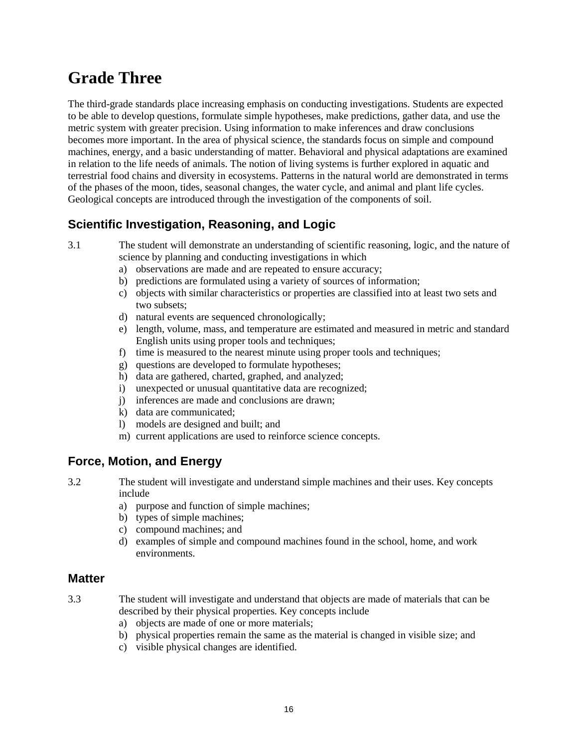# Grade Three

The third-grade standards place increasing emphasis on conducting investigations. Students are expected to be able to develop questions, formulate simple hypotheses, make predictions, gather data, and use the metric system with greater precision. Using information to make inferences and draw conclusions becomes more important. In the area of physical science, the standards focus on simple and compound machines, energy, and a basic understanding of matter. Behavioral and physical adaptations are examined in relation to the life needs of animals. The notion of living systems is further explored in aquatic and terrestrial food chains and diversity in ecosystems. Patterns in the natural world are demonstrated in terms of the phases of the moon, tides, seasonal changes, the water cycle, and animal and plant life cycles. Geological concepts are introduced through the investigation of the components of soil.

## Scientific Investigation, Reasoning, and Logic

3.1 The student will demonstrate an understanding of scientific reasoning, logic, and the nature of science by planning and conducting investigations in which

- a) observations are made and are repeated to ensure accuracy;
- b) predictions are formulated using a variety of sources of information;
- c) objects with similar characteristics or properties are classified into at least two sets and two subsets;
- d) natural events are sequenced chronologically;
- e) length, volume, mass, and temperature are estimated and measured in metric and standard English units using proper tools and techniques;
- f) time is measured to the nearest minute using proper tools and techniques;
- g) questions are developed to formulate hypotheses;
- h) data are gathered, charted, graphed, and analyzed;
- i) unexpected or unusual quantitative data are recognized;
- j) inferences are made and conclusions are drawn;
- k) data are communicated;
- l) models are designed and built; and
- m) current applications are used to reinforce science concepts.

## Force, Motion, and Energy

3.2 The student will investigate and understand simple machines and their uses. Key concepts include

- a) purpose and function of simple machines;
- b) types of simple machines;
- c) compound machines; and
- d) examples of simple and compound machines found in the school, home, and work environments.

## Matter

3.3 The student will investigate and understand that objects are made of materials that can be described by their physical properties. Key concepts include

- a) objects are made of one or more materials;
- b) physical properties remain the same as the material is changed in visible size; and
- c) visible physical changes are identified.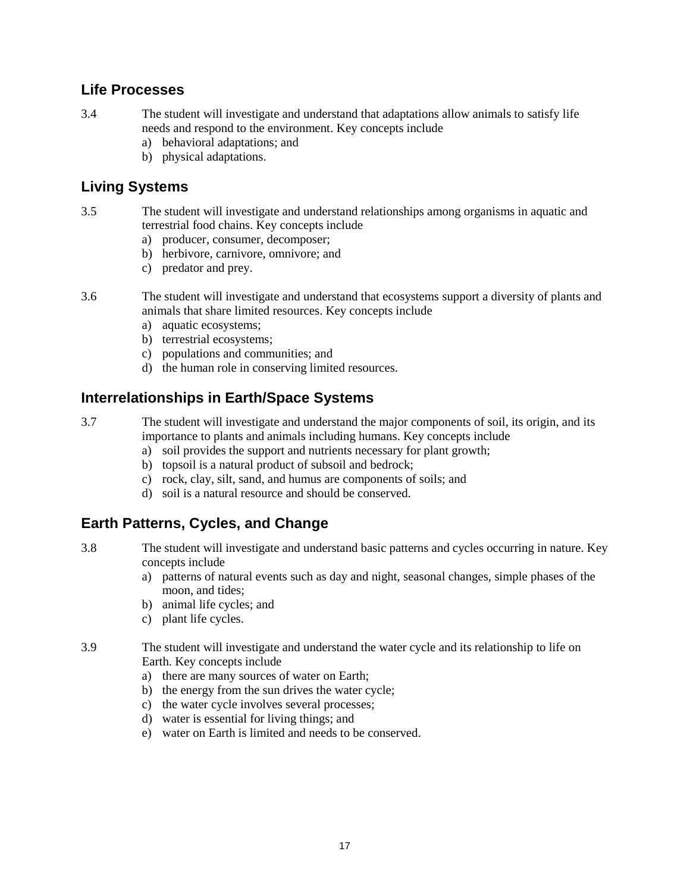## Life Processes

3.4 The student will investigate and understand that adaptations allow animals to satisfy life needs and respond to the environment. Key concepts include

a) behavioral adaptations; and
b) physical adaptations.

## Living Systems

3.5 The student will investigate and understand relationships among organisms in aquatic and terrestrial food chains. Key concepts include

a) producer, consumer, decomposer;
b) herbivore, carnivore, omnivore; and
c) predator and prey.

3.6 The student will investigate and understand that ecosystems support a diversity of plants and animals that share limited resources. Key concepts include

a) aquatic ecosystems;
b) terrestrial ecosystems;
c) populations and communities; and
d) the human role in conserving limited resources.

## Interrelationships in Earth/Space Systems

3.7 The student will investigate and understand the major components of soil, its origin, and its importance to plants and animals including humans. Key concepts include

a) soil provides the support and nutrients necessary for plant growth;
b) topsoil is a natural product of subsoil and bedrock;
c) rock, clay, silt, sand, and humus are components of soils; and
d) soil is a natural resource and should be conserved.

## Earth Patterns, Cycles, and Change

3.8 The student will investigate and understand basic patterns and cycles occurring in nature. Key concepts include

a) patterns of natural events such as day and night, seasonal changes, simple phases of the moon, and tides;
b) animal life cycles; and
c) plant life cycles.

3.9 The student will investigate and understand the water cycle and its relationship to life on Earth. Key concepts include

a) there are many sources of water on Earth;
b) the energy from the sun drives the water cycle;
c) the water cycle involves several processes;
d) water is essential for living things; and
e) water on Earth is limited and needs to be conserved.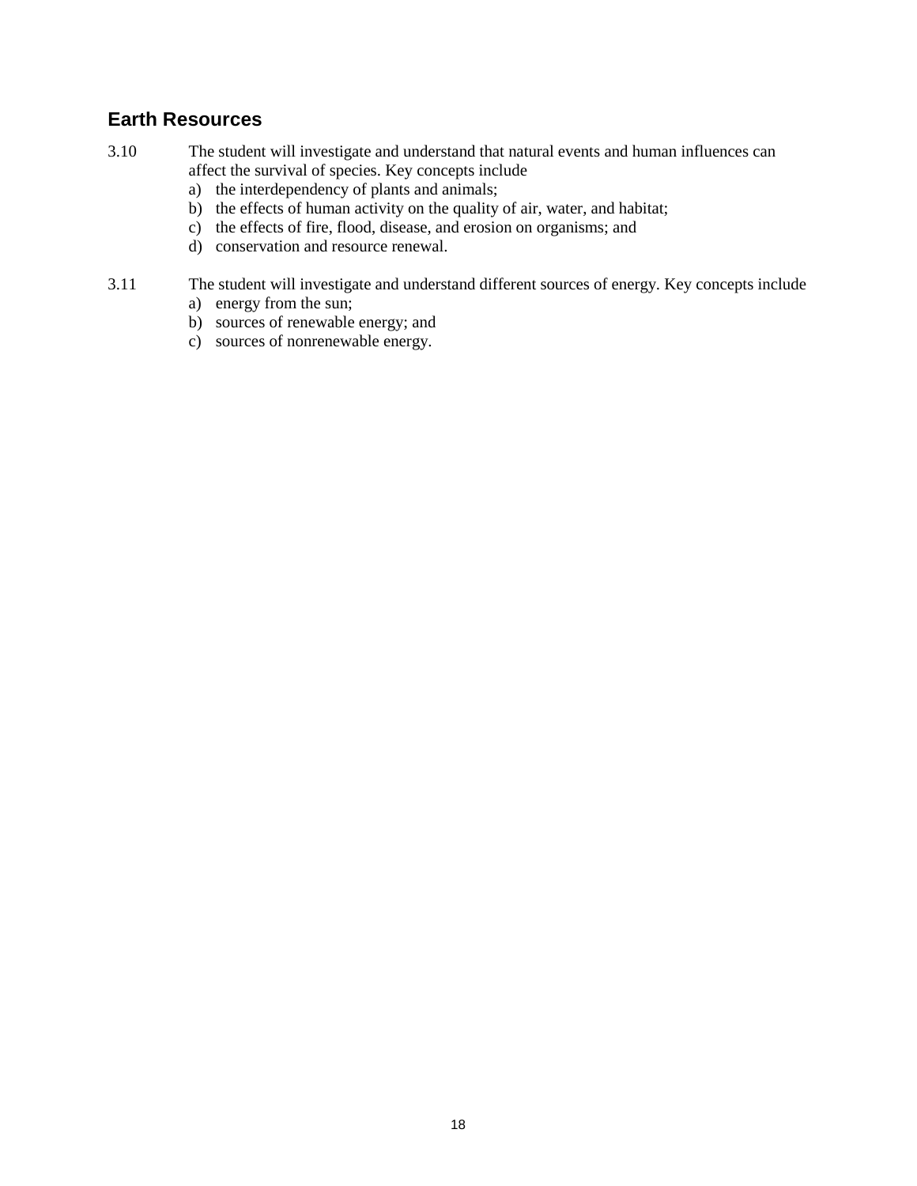## Earth Resources

3.10 The student will investigate and understand that natural events and human influences can affect the survival of species. Key concepts include

a) the interdependency of plants and animals;
b) the effects of human activity on the quality of air, water, and habitat;
c) the effects of fire, flood, disease, and erosion on organisms; and
d) conservation and resource renewal.

3.11 The student will investigate and understand different sources of energy. Key concepts include

a) energy from the sun;
b) sources of renewable energy; and
c) sources of nonrenewable energy.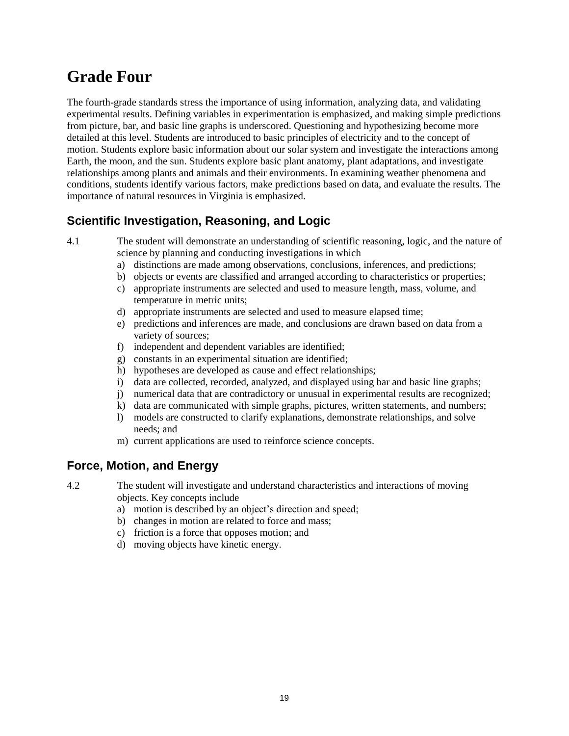# Grade Four

The fourth-grade standards stress the importance of using information, analyzing data, and validating experimental results. Defining variables in experimentation is emphasized, and making simple predictions from picture, bar, and basic line graphs is underscored. Questioning and hypothesizing become more detailed at this level. Students are introduced to basic principles of electricity and to the concept of motion. Students explore basic information about our solar system and investigate the interactions among Earth, the moon, and the sun. Students explore basic plant anatomy, plant adaptations, and investigate relationships among plants and animals and their environments. In examining weather phenomena and conditions, students identify various factors, make predictions based on data, and evaluate the results. The importance of natural resources in Virginia is emphasized.

## Scientific Investigation, Reasoning, and Logic

4.1 The student will demonstrate an understanding of scientific reasoning, logic, and the nature of science by planning and conducting investigations in which

a) distinctions are made among observations, conclusions, inferences, and predictions;
b) objects or events are classified and arranged according to characteristics or properties;
c) appropriate instruments are selected and used to measure length, mass, volume, and temperature in metric units;
d) appropriate instruments are selected and used to measure elapsed time;
e) predictions and inferences are made, and conclusions are drawn based on data from a variety of sources;
f) independent and dependent variables are identified;
g) constants in an experimental situation are identified;
h) hypotheses are developed as cause and effect relationships;
i) data are collected, recorded, analyzed, and displayed using bar and basic line graphs;
j) numerical data that are contradictory or unusual in experimental results are recognized;
k) data are communicated with simple graphs, pictures, written statements, and numbers;
l) models are constructed to clarify explanations, demonstrate relationships, and solve needs; and
m) current applications are used to reinforce science concepts.

## Force, Motion, and Energy

4.2 The student will investigate and understand characteristics and interactions of moving objects. Key concepts include

a) motion is described by an object's direction and speed;
b) changes in motion are related to force and mass;
c) friction is a force that opposes motion; and
d) moving objects have kinetic energy.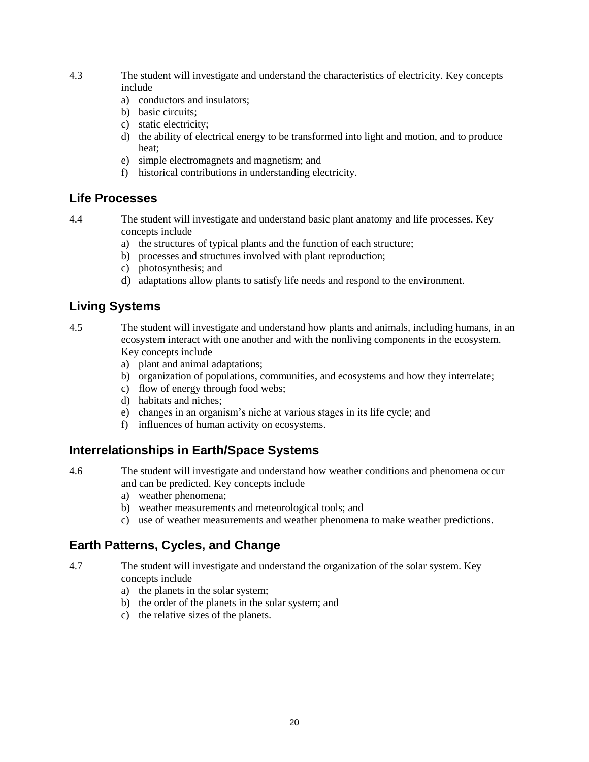4.3 The student will investigate and understand the characteristics of electricity. Key concepts include

a) conductors and insulators;
b) basic circuits;
c) static electricity;
d) the ability of electrical energy to be transformed into light and motion, and to produce heat;
e) simple electromagnets and magnetism; and
f) historical contributions in understanding electricity.

## Life Processes

4.4 The student will investigate and understand basic plant anatomy and life processes. Key concepts include

a) the structures of typical plants and the function of each structure;
b) processes and structures involved with plant reproduction;
c) photosynthesis; and
d) adaptations allow plants to satisfy life needs and respond to the environment.

## Living Systems

4.5 The student will investigate and understand how plants and animals, including humans, in an ecosystem interact with one another and with the nonliving components in the ecosystem. Key concepts include

a) plant and animal adaptations;
b) organization of populations, communities, and ecosystems and how they interrelate;
c) flow of energy through food webs;
d) habitats and niches;
e) changes in an organism's niche at various stages in its life cycle; and
f) influences of human activity on ecosystems.

## Interrelationships in Earth/Space Systems

4.6 The student will investigate and understand how weather conditions and phenomena occur and can be predicted. Key concepts include

a) weather phenomena;
b) weather measurements and meteorological tools; and
c) use of weather measurements and weather phenomena to make weather predictions.

## Earth Patterns, Cycles, and Change

4.7 The student will investigate and understand the organization of the solar system. Key concepts include

a) the planets in the solar system;
b) the order of the planets in the solar system; and
c) the relative sizes of the planets.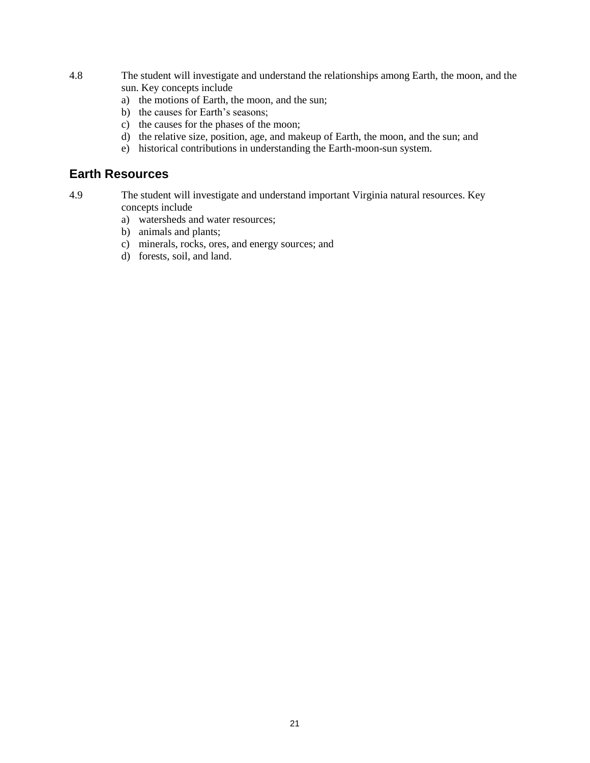4.8 The student will investigate and understand the relationships among Earth, the moon, and the sun. Key concepts include

a) the motions of Earth, the moon, and the sun;
b) the causes for Earth's seasons;
c) the causes for the phases of the moon;
d) the relative size, position, age, and makeup of Earth, the moon, and the sun; and
e) historical contributions in understanding the Earth-moon-sun system.

## Earth Resources

4.9 The student will investigate and understand important Virginia natural resources. Key concepts include

a) watersheds and water resources;
b) animals and plants;
c) minerals, rocks, ores, and energy sources; and
d) forests, soil, and land.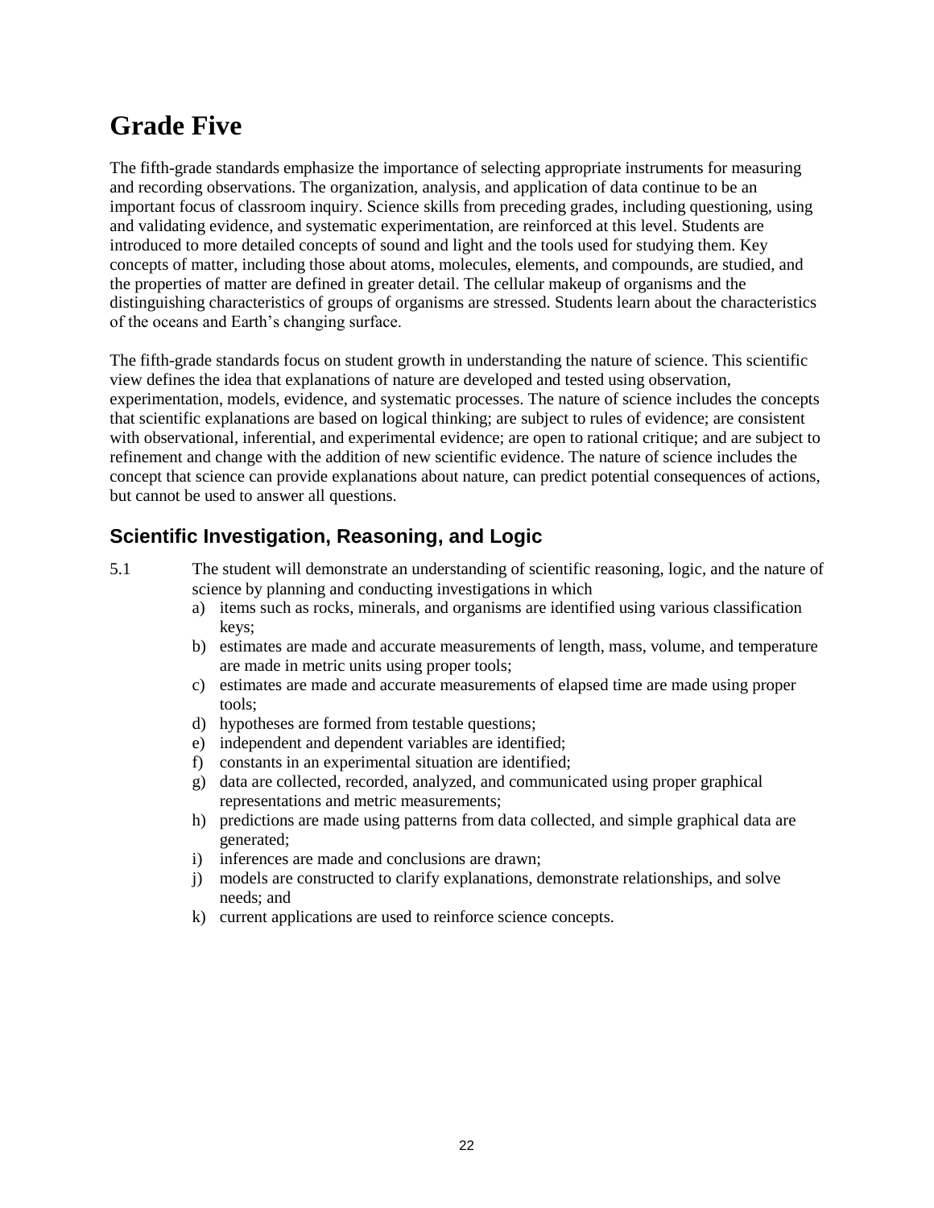# Grade Five

The fifth-grade standards emphasize the importance of selecting appropriate instruments for measuring and recording observations. The organization, analysis, and application of data continue to be an important focus of classroom inquiry. Science skills from preceding grades, including questioning, using and validating evidence, and systematic experimentation, are reinforced at this level. Students are introduced to more detailed concepts of sound and light and the tools used for studying them. Key concepts of matter, including those about atoms, molecules, elements, and compounds, are studied, and the properties of matter are defined in greater detail. The cellular makeup of organisms and the distinguishing characteristics of groups of organisms are stressed. Students learn about the characteristics of the oceans and Earth's changing surface.

The fifth-grade standards focus on student growth in understanding the nature of science. This scientific view defines the idea that explanations of nature are developed and tested using observation, experimentation, models, evidence, and systematic processes. The nature of science includes the concepts that scientific explanations are based on logical thinking; are subject to rules of evidence; are consistent with observational, inferential, and experimental evidence; are open to rational critique; and are subject to refinement and change with the addition of new scientific evidence. The nature of science includes the concept that science can provide explanations about nature, can predict potential consequences of actions, but cannot be used to answer all questions.

## Scientific Investigation, Reasoning, and Logic

5.1 The student will demonstrate an understanding of scientific reasoning, logic, and the nature of science by planning and conducting investigations in which

a) items such as rocks, minerals, and organisms are identified using various classification keys;
b) estimates are made and accurate measurements of length, mass, volume, and temperature are made in metric units using proper tools;
c) estimates are made and accurate measurements of elapsed time are made using proper tools;
d) hypotheses are formed from testable questions;
e) independent and dependent variables are identified;
f) constants in an experimental situation are identified;
g) data are collected, recorded, analyzed, and communicated using proper graphical representations and metric measurements;
h) predictions are made using patterns from data collected, and simple graphical data are generated;
i) inferences are made and conclusions are drawn;
j) models are constructed to clarify explanations, demonstrate relationships, and solve needs; and
k) current applications are used to reinforce science concepts.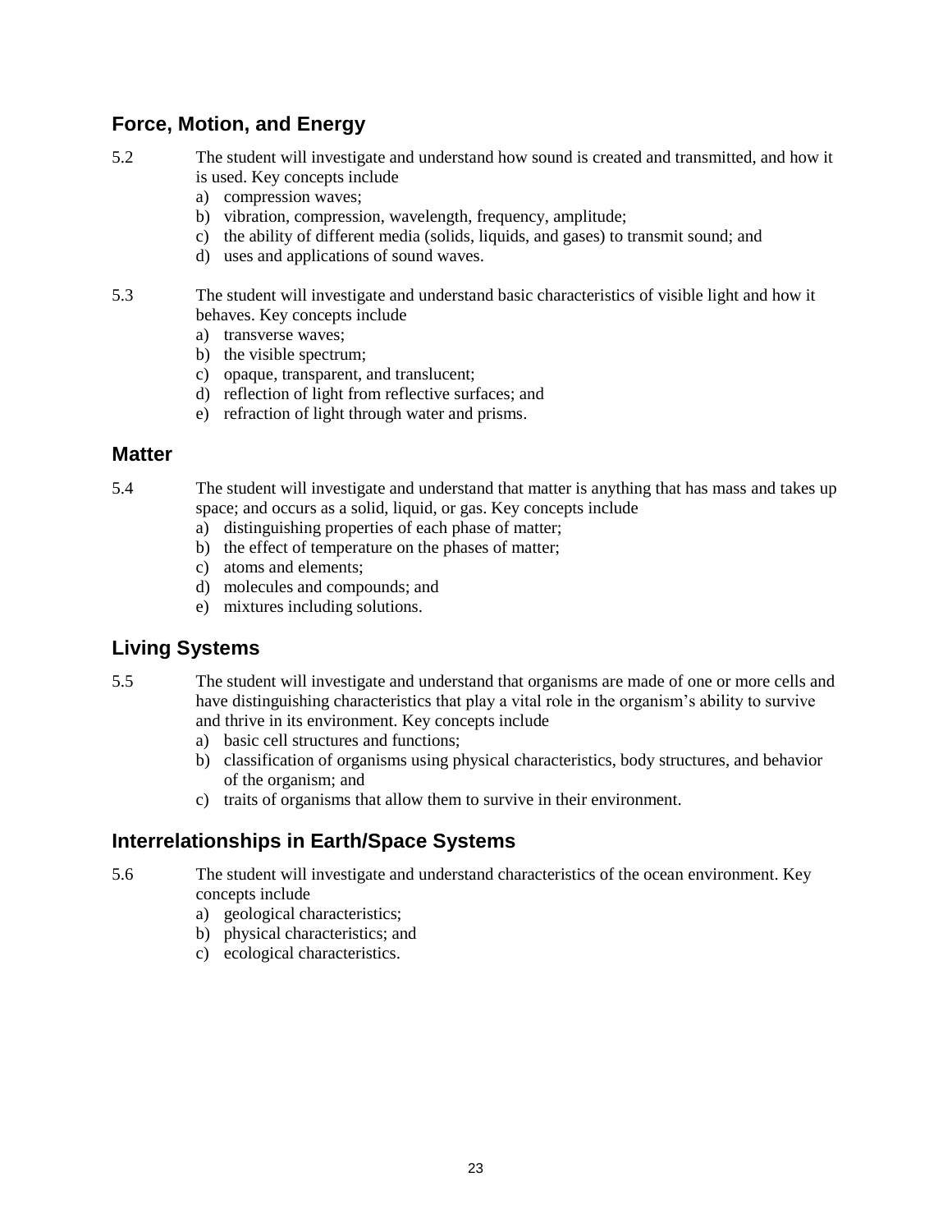## Force, Motion, and Energy

5.2 The student will investigate and understand how sound is created and transmitted, and how it is used. Key concepts include

a) compression waves;
b) vibration, compression, wavelength, frequency, amplitude;
c) the ability of different media (solids, liquids, and gases) to transmit sound; and
d) uses and applications of sound waves.

5.3 The student will investigate and understand basic characteristics of visible light and how it behaves. Key concepts include

a) transverse waves;
b) the visible spectrum;
c) opaque, transparent, and translucent;
d) reflection of light from reflective surfaces; and
e) refraction of light through water and prisms.

## Matter

5.4 The student will investigate and understand that matter is anything that has mass and takes up space; and occurs as a solid, liquid, or gas. Key concepts include

a) distinguishing properties of each phase of matter;
b) the effect of temperature on the phases of matter;
c) atoms and elements;
d) molecules and compounds; and
e) mixtures including solutions.

## Living Systems

5.5 The student will investigate and understand that organisms are made of one or more cells and have distinguishing characteristics that play a vital role in the organism's ability to survive and thrive in its environment. Key concepts include

a) basic cell structures and functions;
b) classification of organisms using physical characteristics, body structures, and behavior of the organism; and
c) traits of organisms that allow them to survive in their environment.

## Interrelationships in Earth/Space Systems

5.6 The student will investigate and understand characteristics of the ocean environment. Key concepts include

a) geological characteristics;
b) physical characteristics; and
c) ecological characteristics.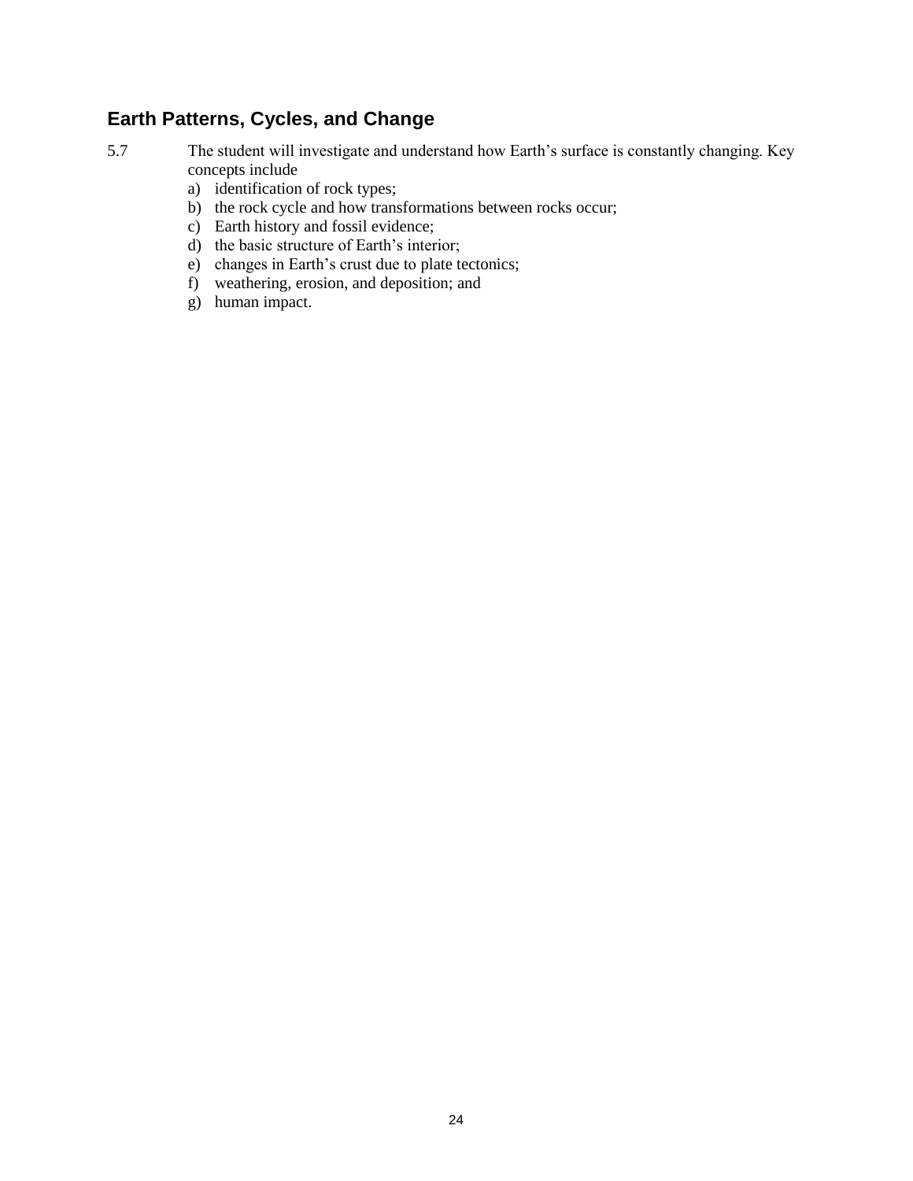## Earth Patterns, Cycles, and Change

5.7 The student will investigate and understand how Earth's surface is constantly changing. Key concepts include

a) identification of rock types;
b) the rock cycle and how transformations between rocks occur;
c) Earth history and fossil evidence;
d) the basic structure of Earth's interior;
e) changes in Earth's crust due to plate tectonics;
f) weathering, erosion, and deposition; and
g) human impact.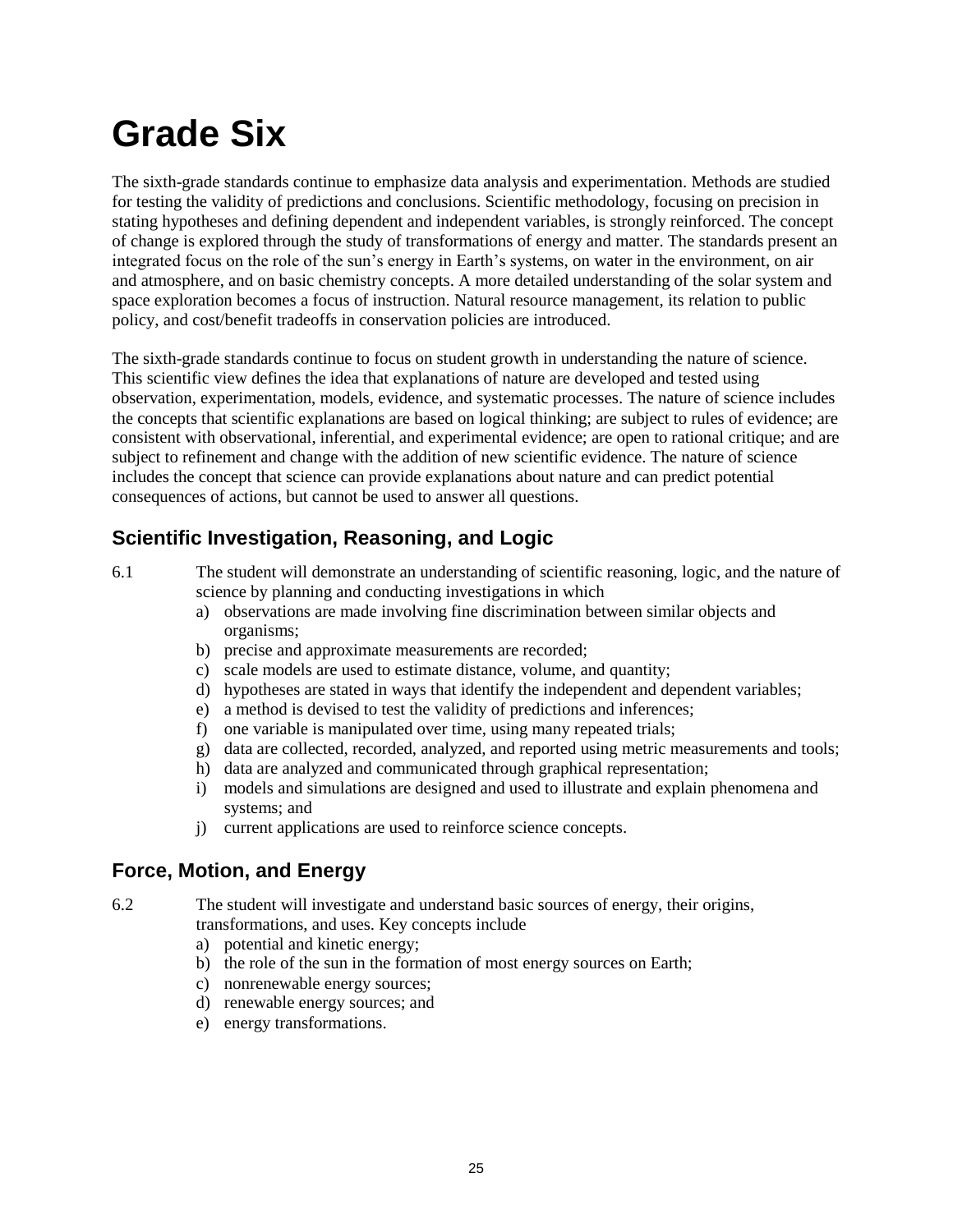# Grade Six

The sixth-grade standards continue to emphasize data analysis and experimentation. Methods are studied for testing the validity of predictions and conclusions. Scientific methodology, focusing on precision in stating hypotheses and defining dependent and independent variables, is strongly reinforced. The concept of change is explored through the study of transformations of energy and matter. The standards present an integrated focus on the role of the sun's energy in Earth's systems, on water in the environment, on air and atmosphere, and on basic chemistry concepts. A more detailed understanding of the solar system and space exploration becomes a focus of instruction. Natural resource management, its relation to public policy, and cost/benefit tradeoffs in conservation policies are introduced.

The sixth-grade standards continue to focus on student growth in understanding the nature of science. This scientific view defines the idea that explanations of nature are developed and tested using observation, experimentation, models, evidence, and systematic processes. The nature of science includes the concepts that scientific explanations are based on logical thinking; are subject to rules of evidence; are consistent with observational, inferential, and experimental evidence; are open to rational critique; and are subject to refinement and change with the addition of new scientific evidence. The nature of science includes the concept that science can provide explanations about nature and can predict potential consequences of actions, but cannot be used to answer all questions.

## Scientific Investigation, Reasoning, and Logic

6.1 The student will demonstrate an understanding of scientific reasoning, logic, and the nature of science by planning and conducting investigations in which

a) observations are made involving fine discrimination between similar objects and organisms;
b) precise and approximate measurements are recorded;
c) scale models are used to estimate distance, volume, and quantity;
d) hypotheses are stated in ways that identify the independent and dependent variables;
e) a method is devised to test the validity of predictions and inferences;
f) one variable is manipulated over time, using many repeated trials;
g) data are collected, recorded, analyzed, and reported using metric measurements and tools;
h) data are analyzed and communicated through graphical representation;
i) models and simulations are designed and used to illustrate and explain phenomena and systems; and
j) current applications are used to reinforce science concepts.

## Force, Motion, and Energy

6.2 The student will investigate and understand basic sources of energy, their origins, transformations, and uses. Key concepts include

a) potential and kinetic energy;
b) the role of the sun in the formation of most energy sources on Earth;
c) nonrenewable energy sources;
d) renewable energy sources; and
e) energy transformations.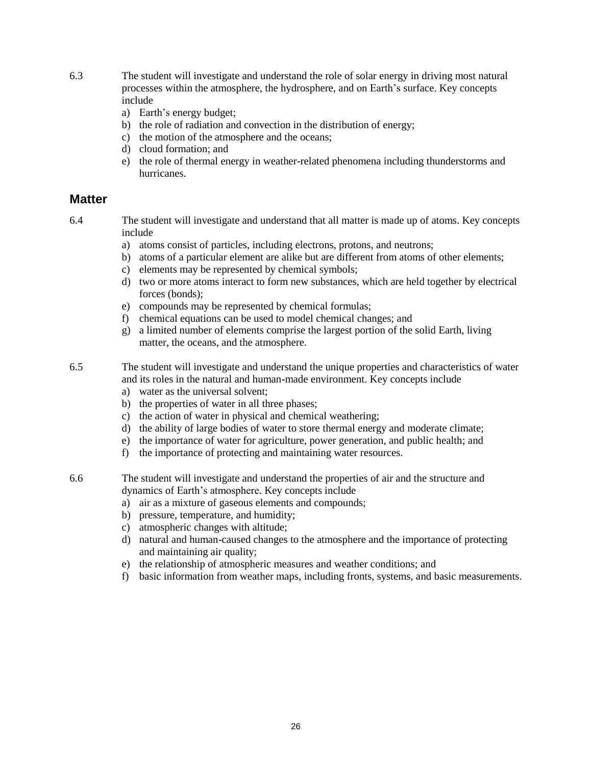6.3 The student will investigate and understand the role of solar energy in driving most natural processes within the atmosphere, the hydrosphere, and on Earth's surface. Key concepts include

a) Earth's energy budget;
b) the role of radiation and convection in the distribution of energy;
c) the motion of the atmosphere and the oceans;
d) cloud formation; and
e) the role of thermal energy in weather-related phenomena including thunderstorms and hurricanes.

## Matter

6.4 The student will investigate and understand that all matter is made up of atoms. Key concepts include

a) atoms consist of particles, including electrons, protons, and neutrons;
b) atoms of a particular element are alike but are different from atoms of other elements;
c) elements may be represented by chemical symbols;
d) two or more atoms interact to form new substances, which are held together by electrical forces (bonds);
e) compounds may be represented by chemical formulas;
f) chemical equations can be used to model chemical changes; and
g) a limited number of elements comprise the largest portion of the solid Earth, living matter, the oceans, and the atmosphere.

6.5 The student will investigate and understand the unique properties and characteristics of water and its roles in the natural and human-made environment. Key concepts include

a) water as the universal solvent;
b) the properties of water in all three phases;
c) the action of water in physical and chemical weathering;
d) the ability of large bodies of water to store thermal energy and moderate climate;
e) the importance of water for agriculture, power generation, and public health; and
f) the importance of protecting and maintaining water resources.

6.6 The student will investigate and understand the properties of air and the structure and dynamics of Earth's atmosphere. Key concepts include

a) air as a mixture of gaseous elements and compounds;
b) pressure, temperature, and humidity;
c) atmospheric changes with altitude;
d) natural and human-caused changes to the atmosphere and the importance of protecting and maintaining air quality;
e) the relationship of atmospheric measures and weather conditions; and
f) basic information from weather maps, including fronts, systems, and basic measurements.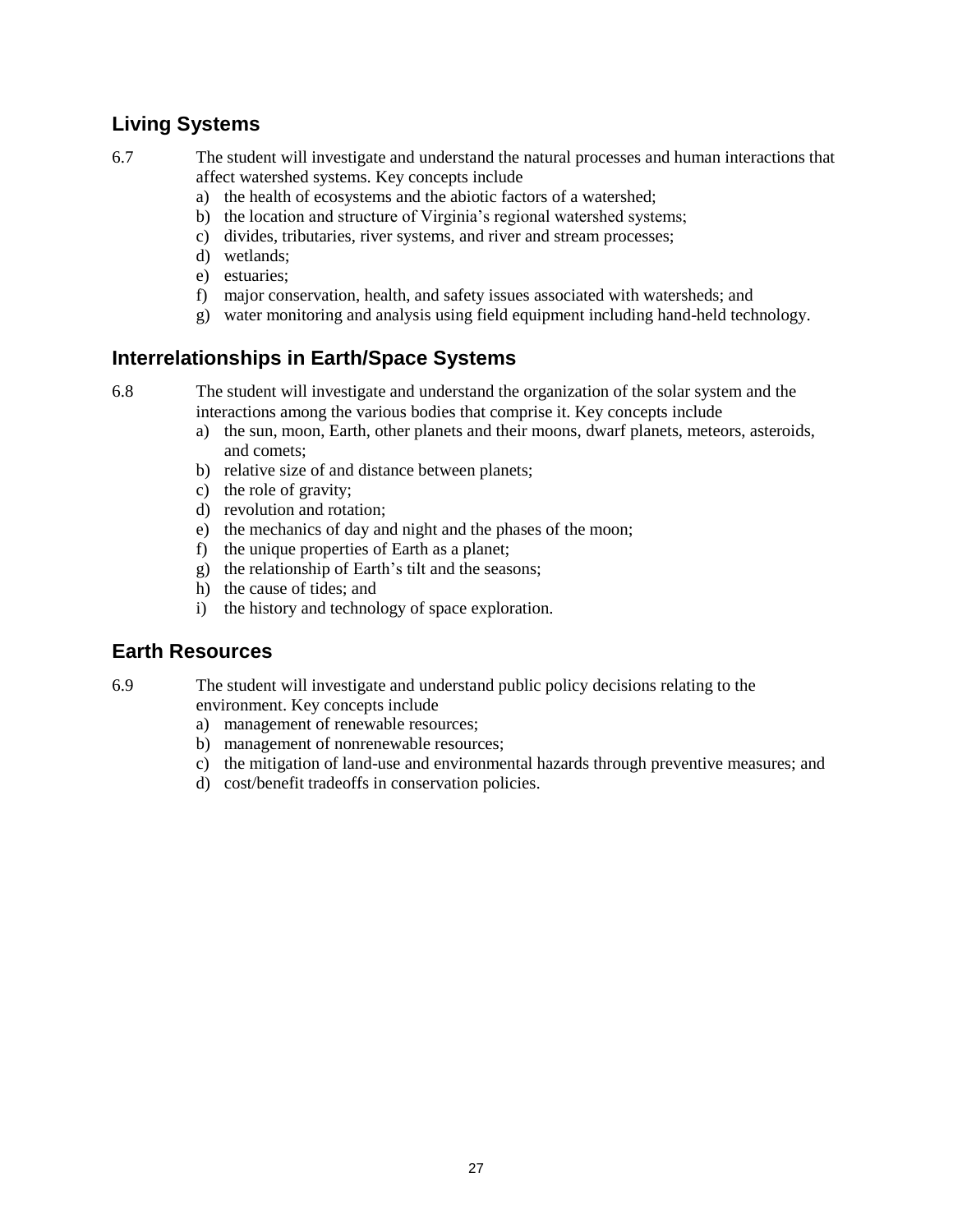## Living Systems

6.7 The student will investigate and understand the natural processes and human interactions that affect watershed systems. Key concepts include

a) the health of ecosystems and the abiotic factors of a watershed;
b) the location and structure of Virginia's regional watershed systems;
c) divides, tributaries, river systems, and river and stream processes;
d) wetlands;
e) estuaries;
f) major conservation, health, and safety issues associated with watersheds; and
g) water monitoring and analysis using field equipment including hand-held technology.

## Interrelationships in Earth/Space Systems

6.8 The student will investigate and understand the organization of the solar system and the interactions among the various bodies that comprise it. Key concepts include

a) the sun, moon, Earth, other planets and their moons, dwarf planets, meteors, asteroids, and comets;
b) relative size of and distance between planets;
c) the role of gravity;
d) revolution and rotation;
e) the mechanics of day and night and the phases of the moon;
f) the unique properties of Earth as a planet;
g) the relationship of Earth's tilt and the seasons;
h) the cause of tides; and
i) the history and technology of space exploration.

## Earth Resources

6.9 The student will investigate and understand public policy decisions relating to the environment. Key concepts include

a) management of renewable resources;
b) management of nonrenewable resources;
c) the mitigation of land-use and environmental hazards through preventive measures; and
d) cost/benefit tradeoffs in conservation policies.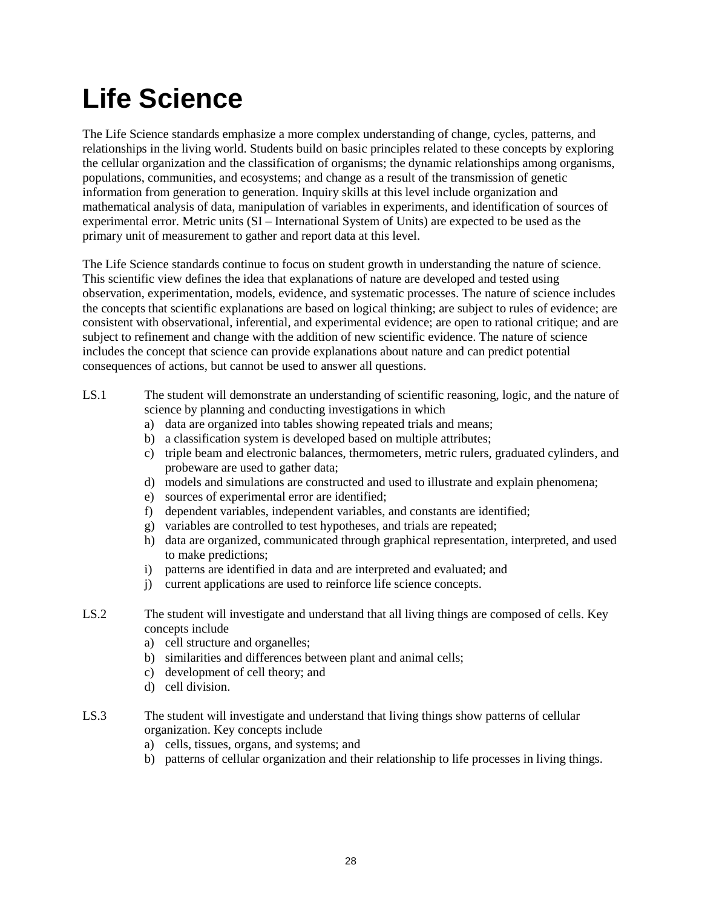# Life Science

The Life Science standards emphasize a more complex understanding of change, cycles, patterns, and relationships in the living world. Students build on basic principles related to these concepts by exploring the cellular organization and the classification of organisms; the dynamic relationships among organisms, populations, communities, and ecosystems; and change as a result of the transmission of genetic information from generation to generation. Inquiry skills at this level include organization and mathematical analysis of data, manipulation of variables in experiments, and identification of sources of experimental error. Metric units (SI – International System of Units) are expected to be used as the primary unit of measurement to gather and report data at this level.

The Life Science standards continue to focus on student growth in understanding the nature of science. This scientific view defines the idea that explanations of nature are developed and tested using observation, experimentation, models, evidence, and systematic processes. The nature of science includes the concepts that scientific explanations are based on logical thinking; are subject to rules of evidence; are consistent with observational, inferential, and experimental evidence; are open to rational critique; and are subject to refinement and change with the addition of new scientific evidence. The nature of science includes the concept that science can provide explanations about nature and can predict potential consequences of actions, but cannot be used to answer all questions.

LS.1 The student will demonstrate an understanding of scientific reasoning, logic, and the nature of science by planning and conducting investigations in which

a) data are organized into tables showing repeated trials and means;
b) a classification system is developed based on multiple attributes;
c) triple beam and electronic balances, thermometers, metric rulers, graduated cylinders, and probeware are used to gather data;
d) models and simulations are constructed and used to illustrate and explain phenomena;
e) sources of experimental error are identified;
f) dependent variables, independent variables, and constants are identified;
g) variables are controlled to test hypotheses, and trials are repeated;
h) data are organized, communicated through graphical representation, interpreted, and used to make predictions;
i) patterns are identified in data and are interpreted and evaluated; and
j) current applications are used to reinforce life science concepts.

LS.2 The student will investigate and understand that all living things are composed of cells. Key concepts include

a) cell structure and organelles;
b) similarities and differences between plant and animal cells;
c) development of cell theory; and
d) cell division.

LS.3 The student will investigate and understand that living things show patterns of cellular organization. Key concepts include

a) cells, tissues, organs, and systems; and
b) patterns of cellular organization and their relationship to life processes in living things.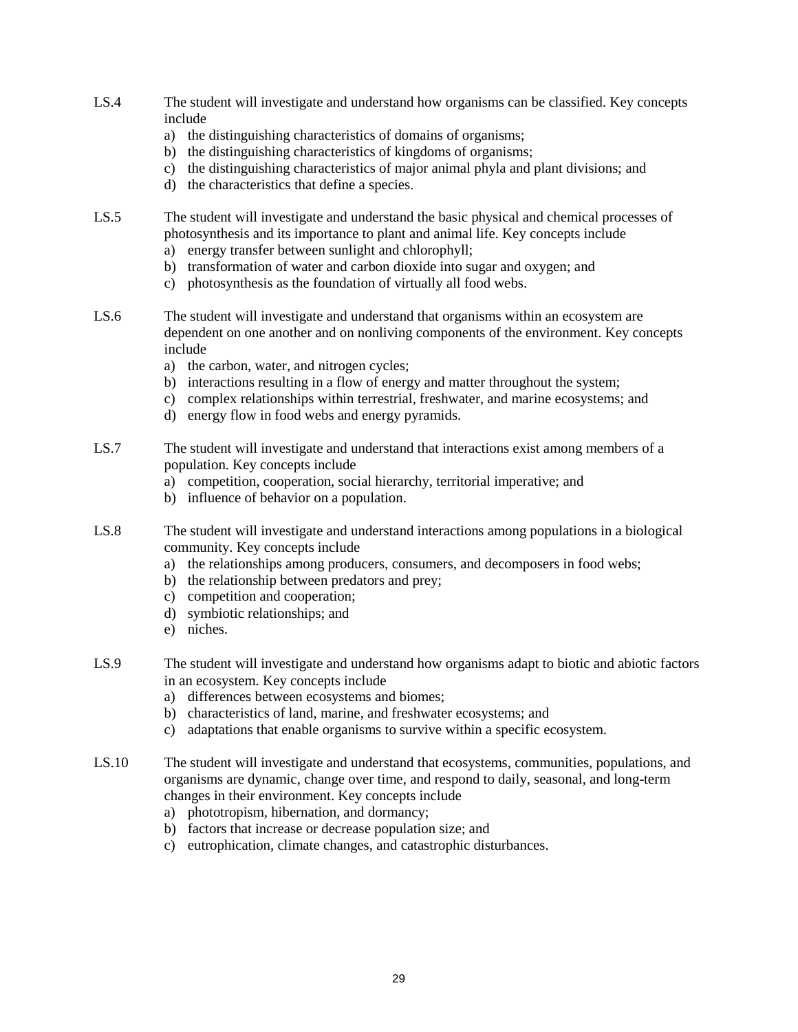LS.4 The student will investigate and understand how organisms can be classified. Key concepts include

a) the distinguishing characteristics of domains of organisms;
b) the distinguishing characteristics of kingdoms of organisms;
c) the distinguishing characteristics of major animal phyla and plant divisions; and
d) the characteristics that define a species.

LS.5 The student will investigate and understand the basic physical and chemical processes of photosynthesis and its importance to plant and animal life. Key concepts include

a) energy transfer between sunlight and chlorophyll;
b) transformation of water and carbon dioxide into sugar and oxygen; and
c) photosynthesis as the foundation of virtually all food webs.

LS.6 The student will investigate and understand that organisms within an ecosystem are dependent on one another and on nonliving components of the environment. Key concepts include

a) the carbon, water, and nitrogen cycles;
b) interactions resulting in a flow of energy and matter throughout the system;
c) complex relationships within terrestrial, freshwater, and marine ecosystems; and
d) energy flow in food webs and energy pyramids.

LS.7 The student will investigate and understand that interactions exist among members of a population. Key concepts include

a) competition, cooperation, social hierarchy, territorial imperative; and
b) influence of behavior on a population.

LS.8 The student will investigate and understand interactions among populations in a biological community. Key concepts include

a) the relationships among producers, consumers, and decomposers in food webs;
b) the relationship between predators and prey;
c) competition and cooperation;
d) symbiotic relationships; and
e) niches.

LS.9 The student will investigate and understand how organisms adapt to biotic and abiotic factors in an ecosystem. Key concepts include

a) differences between ecosystems and biomes;
b) characteristics of land, marine, and freshwater ecosystems; and
c) adaptations that enable organisms to survive within a specific ecosystem.

LS.10 The student will investigate and understand that ecosystems, communities, populations, and organisms are dynamic, change over time, and respond to daily, seasonal, and long-term changes in their environment. Key concepts include

a) phototropism, hibernation, and dormancy;
b) factors that increase or decrease population size; and
c) eutrophication, climate changes, and catastrophic disturbances.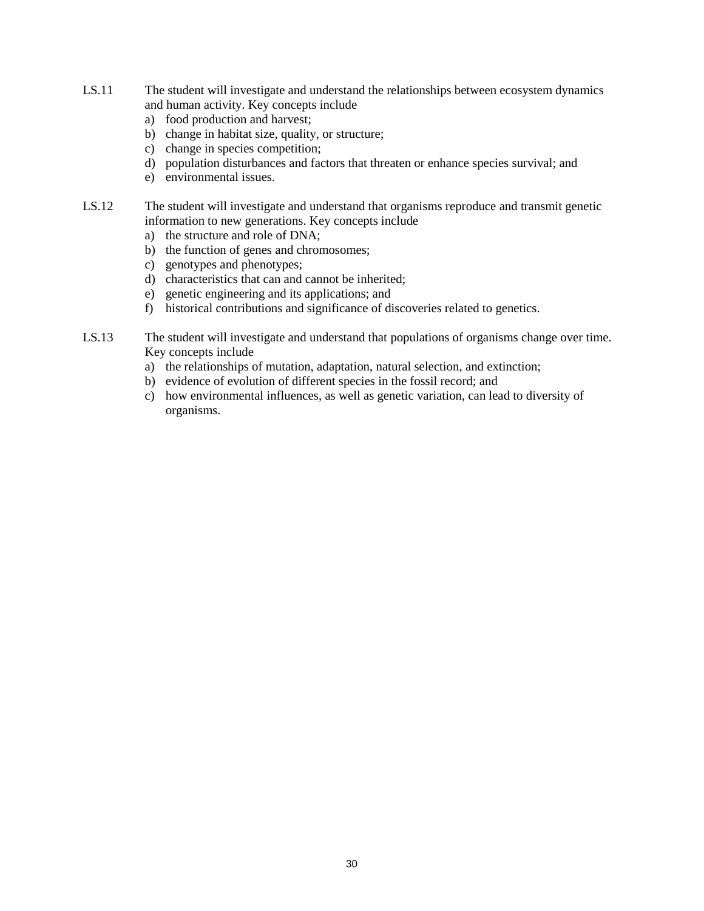LS.11 The student will investigate and understand the relationships between ecosystem dynamics and human activity. Key concepts include

a) food production and harvest;
b) change in habitat size, quality, or structure;
c) change in species competition;
d) population disturbances and factors that threaten or enhance species survival; and
e) environmental issues.

LS.12 The student will investigate and understand that organisms reproduce and transmit genetic information to new generations. Key concepts include

a) the structure and role of DNA;
b) the function of genes and chromosomes;
c) genotypes and phenotypes;
d) characteristics that can and cannot be inherited;
e) genetic engineering and its applications; and
f) historical contributions and significance of discoveries related to genetics.

LS.13 The student will investigate and understand that populations of organisms change over time. Key concepts include

a) the relationships of mutation, adaptation, natural selection, and extinction;
b) evidence of evolution of different species in the fossil record; and
c) how environmental influences, as well as genetic variation, can lead to diversity of organisms.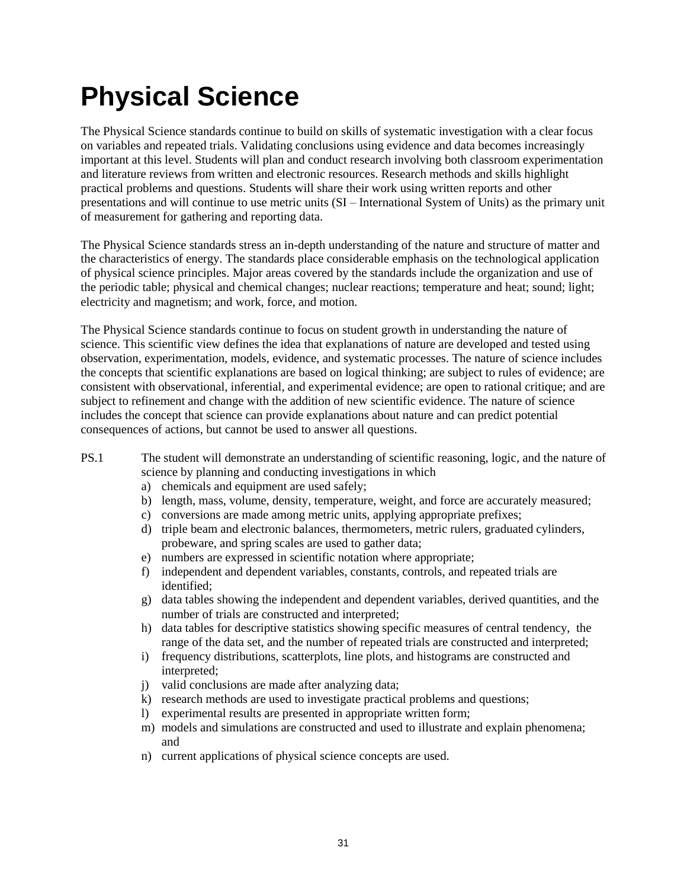# Physical Science

The Physical Science standards continue to build on skills of systematic investigation with a clear focus on variables and repeated trials. Validating conclusions using evidence and data becomes increasingly important at this level. Students will plan and conduct research involving both classroom experimentation and literature reviews from written and electronic resources. Research methods and skills highlight practical problems and questions. Students will share their work using written reports and other presentations and will continue to use metric units (SI – International System of Units) as the primary unit of measurement for gathering and reporting data.

The Physical Science standards stress an in-depth understanding of the nature and structure of matter and the characteristics of energy. The standards place considerable emphasis on the technological application of physical science principles. Major areas covered by the standards include the organization and use of the periodic table; physical and chemical changes; nuclear reactions; temperature and heat; sound; light; electricity and magnetism; and work, force, and motion.

The Physical Science standards continue to focus on student growth in understanding the nature of science. This scientific view defines the idea that explanations of nature are developed and tested using observation, experimentation, models, evidence, and systematic processes. The nature of science includes the concepts that scientific explanations are based on logical thinking; are subject to rules of evidence; are consistent with observational, inferential, and experimental evidence; are open to rational critique; and are subject to refinement and change with the addition of new scientific evidence. The nature of science includes the concept that science can provide explanations about nature and can predict potential consequences of actions, but cannot be used to answer all questions.

PS.1 The student will demonstrate an understanding of scientific reasoning, logic, and the nature of science by planning and conducting investigations in which

a) chemicals and equipment are used safely;
b) length, mass, volume, density, temperature, weight, and force are accurately measured;
c) conversions are made among metric units, applying appropriate prefixes;
d) triple beam and electronic balances, thermometers, metric rulers, graduated cylinders, probeware, and spring scales are used to gather data;
e) numbers are expressed in scientific notation where appropriate;
f) independent and dependent variables, constants, controls, and repeated trials are identified;
g) data tables showing the independent and dependent variables, derived quantities, and the number of trials are constructed and interpreted;
h) data tables for descriptive statistics showing specific measures of central tendency, the range of the data set, and the number of repeated trials are constructed and interpreted;
i) frequency distributions, scatterplots, line plots, and histograms are constructed and interpreted;
j) valid conclusions are made after analyzing data;
k) research methods are used to investigate practical problems and questions;
l) experimental results are presented in appropriate written form;
m) models and simulations are constructed and used to illustrate and explain phenomena; and
n) current applications of physical science concepts are used.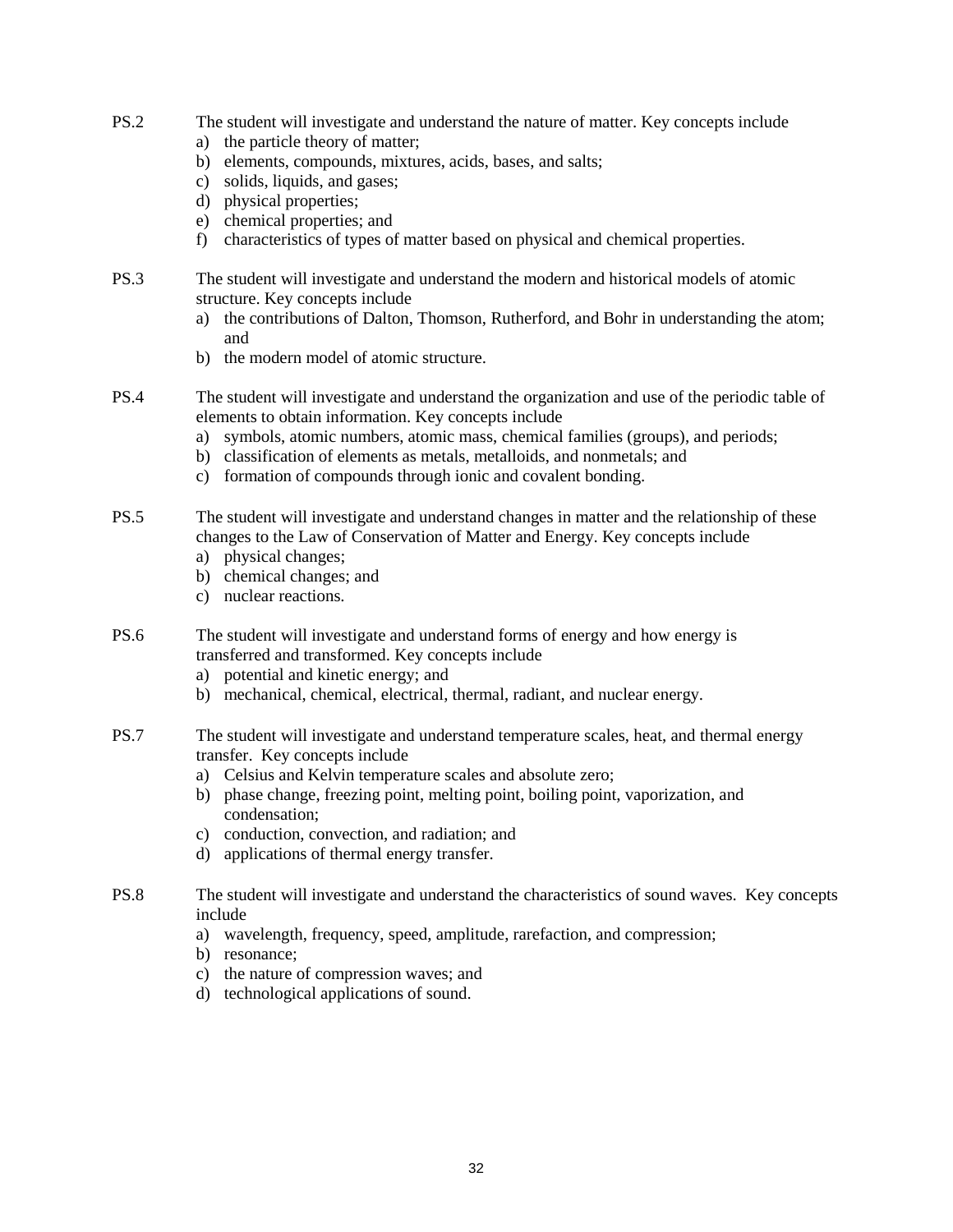PS.2 The student will investigate and understand the nature of matter. Key concepts include

a) the particle theory of matter;
b) elements, compounds, mixtures, acids, bases, and salts;
c) solids, liquids, and gases;
d) physical properties;
e) chemical properties; and
f) characteristics of types of matter based on physical and chemical properties.

PS.3 The student will investigate and understand the modern and historical models of atomic structure. Key concepts include

a) the contributions of Dalton, Thomson, Rutherford, and Bohr in understanding the atom; and
b) the modern model of atomic structure.

PS.4 The student will investigate and understand the organization and use of the periodic table of elements to obtain information. Key concepts include

a) symbols, atomic numbers, atomic mass, chemical families (groups), and periods;
b) classification of elements as metals, metalloids, and nonmetals; and
c) formation of compounds through ionic and covalent bonding.

PS.5 The student will investigate and understand changes in matter and the relationship of these changes to the Law of Conservation of Matter and Energy. Key concepts include

a) physical changes;
b) chemical changes; and
c) nuclear reactions.

PS.6 The student will investigate and understand forms of energy and how energy is transferred and transformed. Key concepts include

a) potential and kinetic energy; and
b) mechanical, chemical, electrical, thermal, radiant, and nuclear energy.

PS.7 The student will investigate and understand temperature scales, heat, and thermal energy transfer. Key concepts include

a) Celsius and Kelvin temperature scales and absolute zero;
b) phase change, freezing point, melting point, boiling point, vaporization, and condensation;
c) conduction, convection, and radiation; and
d) applications of thermal energy transfer.

PS.8 The student will investigate and understand the characteristics of sound waves. Key concepts include

a) wavelength, frequency, speed, amplitude, rarefaction, and compression;
b) resonance;
c) the nature of compression waves; and
d) technological applications of sound.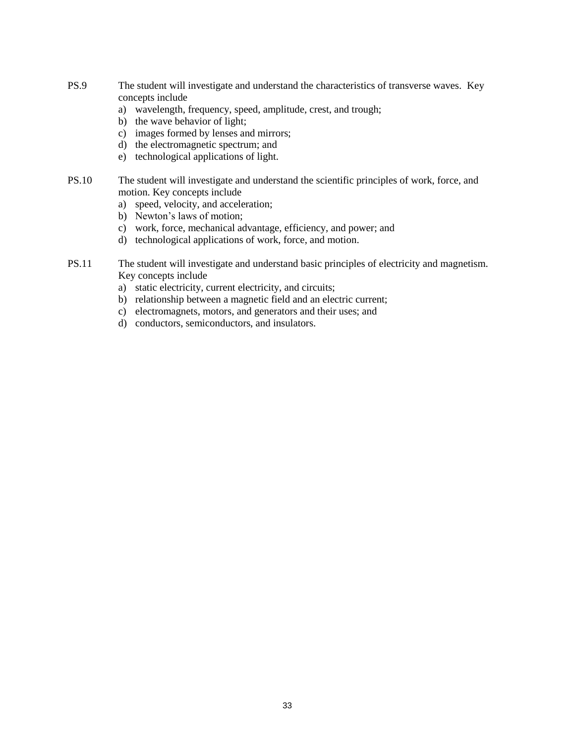PS.9 The student will investigate and understand the characteristics of transverse waves. Key concepts include

a) wavelength, frequency, speed, amplitude, crest, and trough;
b) the wave behavior of light;
c) images formed by lenses and mirrors;
d) the electromagnetic spectrum; and
e) technological applications of light.

PS.10 The student will investigate and understand the scientific principles of work, force, and motion. Key concepts include

a) speed, velocity, and acceleration;
b) Newton's laws of motion;
c) work, force, mechanical advantage, efficiency, and power; and
d) technological applications of work, force, and motion.

PS.11 The student will investigate and understand basic principles of electricity and magnetism. Key concepts include

a) static electricity, current electricity, and circuits;
b) relationship between a magnetic field and an electric current;
c) electromagnets, motors, and generators and their uses; and
d) conductors, semiconductors, and insulators.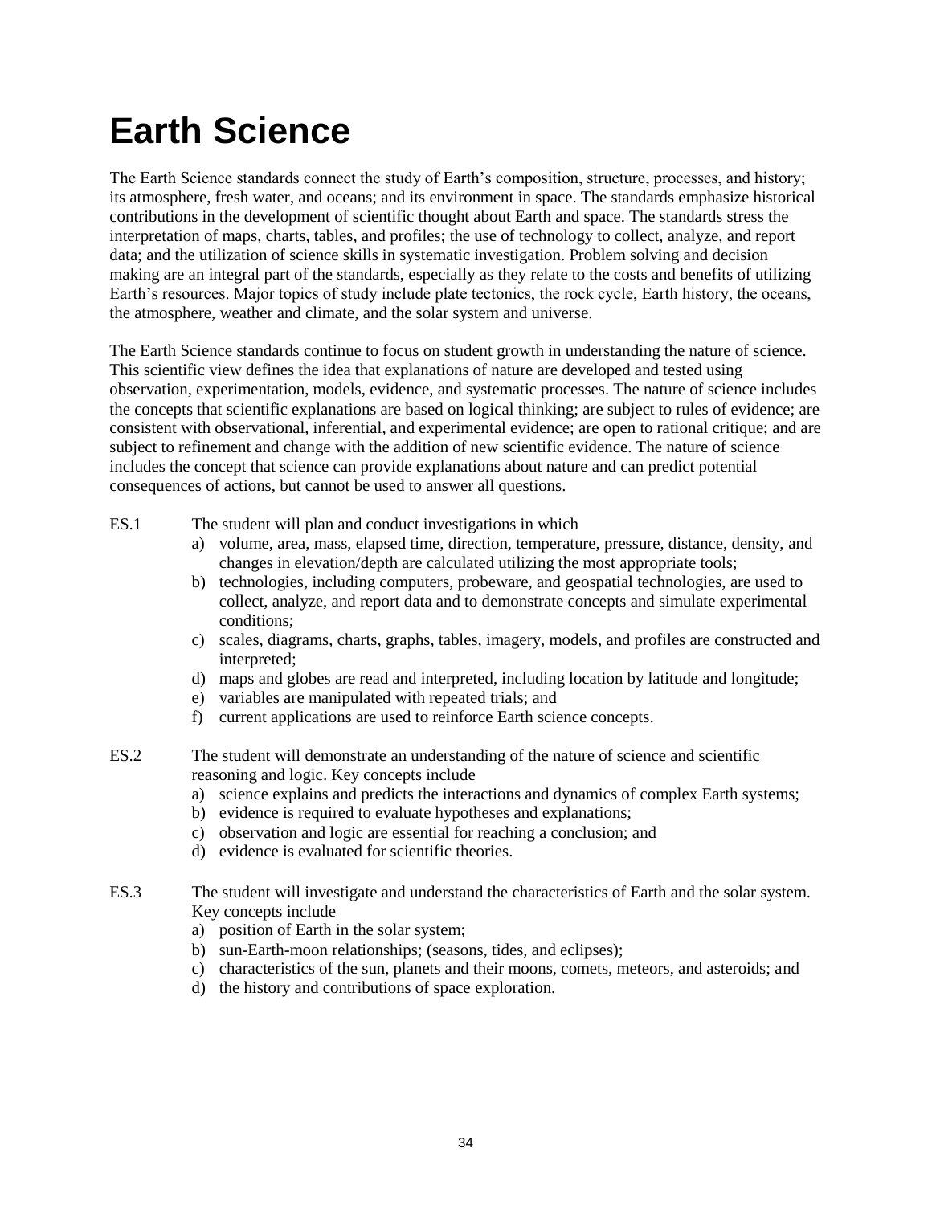# Earth Science

The Earth Science standards connect the study of Earth's composition, structure, processes, and history; its atmosphere, fresh water, and oceans; and its environment in space. The standards emphasize historical contributions in the development of scientific thought about Earth and space. The standards stress the interpretation of maps, charts, tables, and profiles; the use of technology to collect, analyze, and report data; and the utilization of science skills in systematic investigation. Problem solving and decision making are an integral part of the standards, especially as they relate to the costs and benefits of utilizing Earth's resources. Major topics of study include plate tectonics, the rock cycle, Earth history, the oceans, the atmosphere, weather and climate, and the solar system and universe.

The Earth Science standards continue to focus on student growth in understanding the nature of science. This scientific view defines the idea that explanations of nature are developed and tested using observation, experimentation, models, evidence, and systematic processes. The nature of science includes the concepts that scientific explanations are based on logical thinking; are subject to rules of evidence; are consistent with observational, inferential, and experimental evidence; are open to rational critique; and are subject to refinement and change with the addition of new scientific evidence. The nature of science includes the concept that science can provide explanations about nature and can predict potential consequences of actions, but cannot be used to answer all questions.

ES.1 The student will plan and conduct investigations in which

a) volume, area, mass, elapsed time, direction, temperature, pressure, distance, density, and changes in elevation/depth are calculated utilizing the most appropriate tools;
b) technologies, including computers, probeware, and geospatial technologies, are used to collect, analyze, and report data and to demonstrate concepts and simulate experimental conditions;
c) scales, diagrams, charts, graphs, tables, imagery, models, and profiles are constructed and interpreted;
d) maps and globes are read and interpreted, including location by latitude and longitude;
e) variables are manipulated with repeated trials; and
f) current applications are used to reinforce Earth science concepts.

ES.2 The student will demonstrate an understanding of the nature of science and scientific reasoning and logic. Key concepts include

a) science explains and predicts the interactions and dynamics of complex Earth systems;
b) evidence is required to evaluate hypotheses and explanations;
c) observation and logic are essential for reaching a conclusion; and
d) evidence is evaluated for scientific theories.

ES.3 The student will investigate and understand the characteristics of Earth and the solar system. Key concepts include

a) position of Earth in the solar system;
b) sun-Earth-moon relationships; (seasons, tides, and eclipses);
c) characteristics of the sun, planets and their moons, comets, meteors, and asteroids; and
d) the history and contributions of space exploration.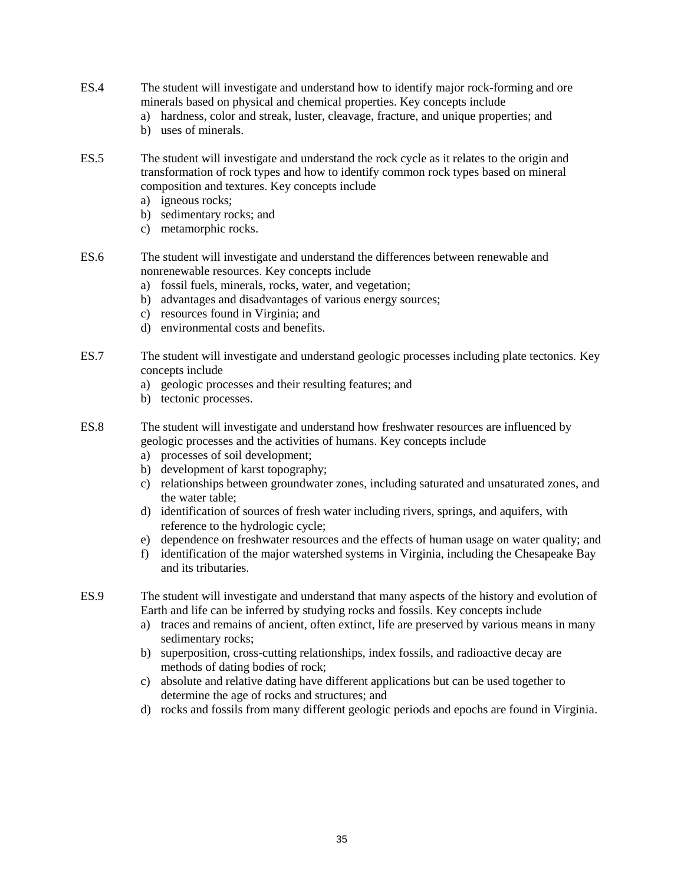ES.4 The student will investigate and understand how to identify major rock-forming and ore minerals based on physical and chemical properties. Key concepts include

a) hardness, color and streak, luster, cleavage, fracture, and unique properties; and
b) uses of minerals.

ES.5 The student will investigate and understand the rock cycle as it relates to the origin and transformation of rock types and how to identify common rock types based on mineral composition and textures. Key concepts include

a) igneous rocks;
b) sedimentary rocks; and
c) metamorphic rocks.

ES.6 The student will investigate and understand the differences between renewable and nonrenewable resources. Key concepts include

a) fossil fuels, minerals, rocks, water, and vegetation;
b) advantages and disadvantages of various energy sources;
c) resources found in Virginia; and
d) environmental costs and benefits.

ES.7 The student will investigate and understand geologic processes including plate tectonics. Key concepts include

a) geologic processes and their resulting features; and
b) tectonic processes.

ES.8 The student will investigate and understand how freshwater resources are influenced by geologic processes and the activities of humans. Key concepts include

a) processes of soil development;
b) development of karst topography;
c) relationships between groundwater zones, including saturated and unsaturated zones, and the water table;
d) identification of sources of fresh water including rivers, springs, and aquifers, with reference to the hydrologic cycle;
e) dependence on freshwater resources and the effects of human usage on water quality; and
f) identification of the major watershed systems in Virginia, including the Chesapeake Bay and its tributaries.

ES.9 The student will investigate and understand that many aspects of the history and evolution of Earth and life can be inferred by studying rocks and fossils. Key concepts include

a) traces and remains of ancient, often extinct, life are preserved by various means in many sedimentary rocks;
b) superposition, cross-cutting relationships, index fossils, and radioactive decay are methods of dating bodies of rock;
c) absolute and relative dating have different applications but can be used together to determine the age of rocks and structures; and
d) rocks and fossils from many different geologic periods and epochs are found in Virginia.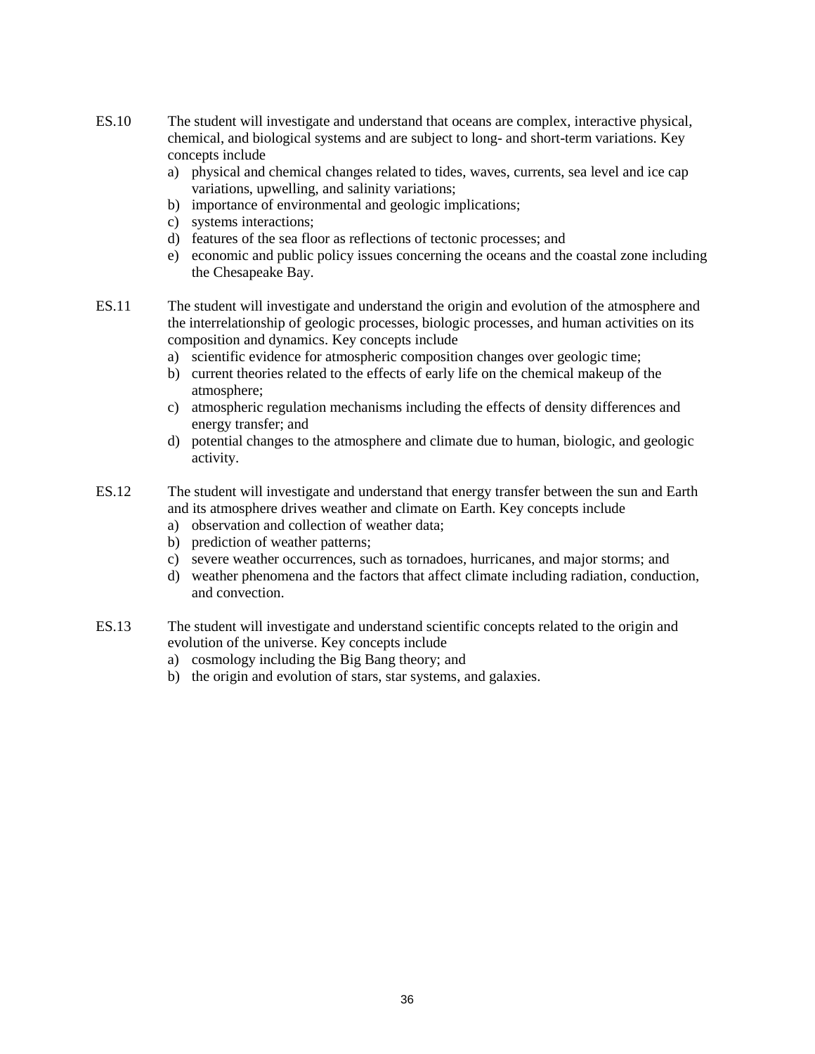ES.10 The student will investigate and understand that oceans are complex, interactive physical, chemical, and biological systems and are subject to long- and short-term variations. Key concepts include

a) physical and chemical changes related to tides, waves, currents, sea level and ice cap variations, upwelling, and salinity variations;
b) importance of environmental and geologic implications;
c) systems interactions;
d) features of the sea floor as reflections of tectonic processes; and
e) economic and public policy issues concerning the oceans and the coastal zone including the Chesapeake Bay.

ES.11 The student will investigate and understand the origin and evolution of the atmosphere and the interrelationship of geologic processes, biologic processes, and human activities on its composition and dynamics. Key concepts include

a) scientific evidence for atmospheric composition changes over geologic time;
b) current theories related to the effects of early life on the chemical makeup of the atmosphere;
c) atmospheric regulation mechanisms including the effects of density differences and energy transfer; and
d) potential changes to the atmosphere and climate due to human, biologic, and geologic activity.

ES.12 The student will investigate and understand that energy transfer between the sun and Earth and its atmosphere drives weather and climate on Earth. Key concepts include

a) observation and collection of weather data;
b) prediction of weather patterns;
c) severe weather occurrences, such as tornadoes, hurricanes, and major storms; and
d) weather phenomena and the factors that affect climate including radiation, conduction, and convection.

ES.13 The student will investigate and understand scientific concepts related to the origin and evolution of the universe. Key concepts include

a) cosmology including the Big Bang theory; and
b) the origin and evolution of stars, star systems, and galaxies.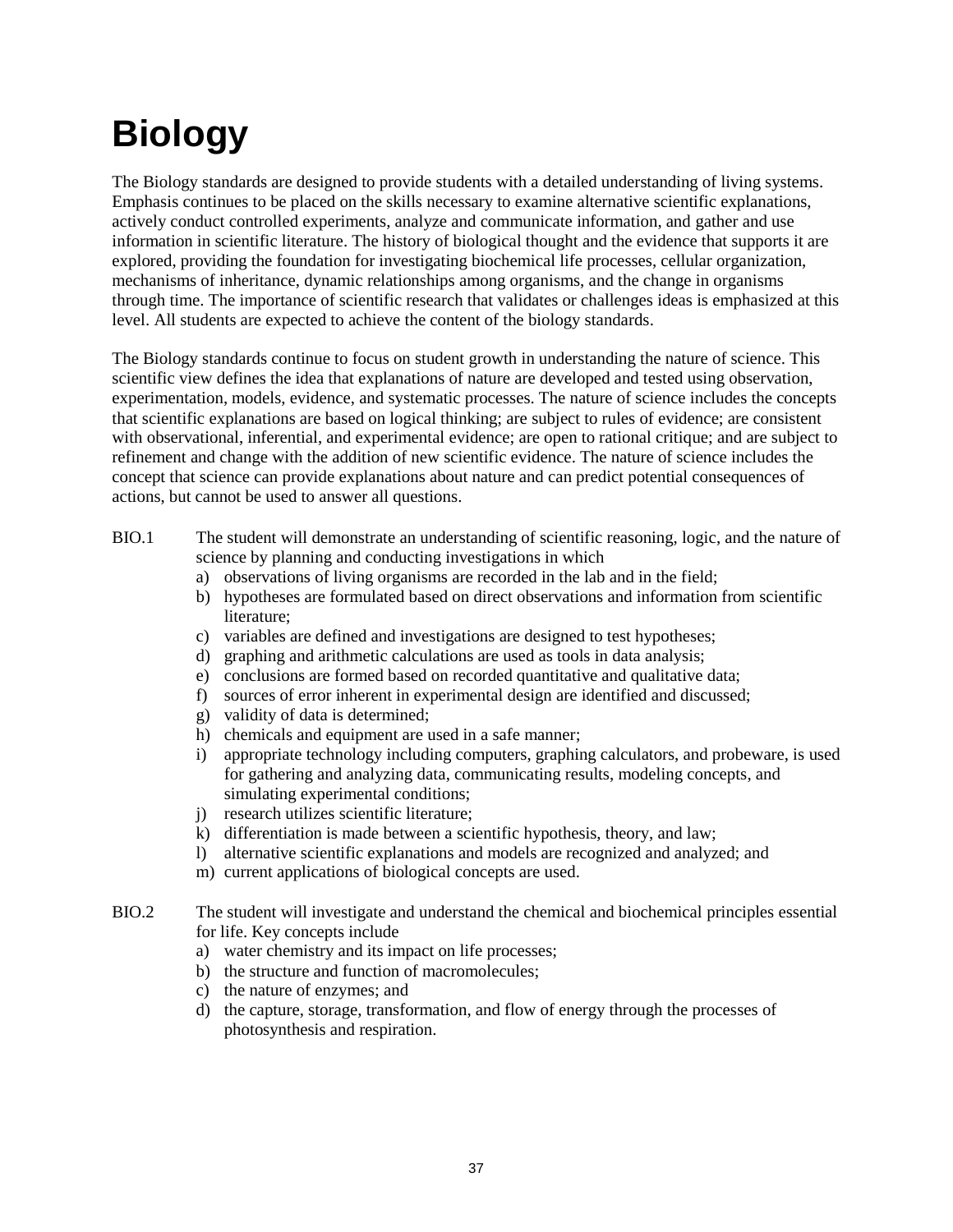# Biology

The Biology standards are designed to provide students with a detailed understanding of living systems. Emphasis continues to be placed on the skills necessary to examine alternative scientific explanations, actively conduct controlled experiments, analyze and communicate information, and gather and use information in scientific literature. The history of biological thought and the evidence that supports it are explored, providing the foundation for investigating biochemical life processes, cellular organization, mechanisms of inheritance, dynamic relationships among organisms, and the change in organisms through time. The importance of scientific research that validates or challenges ideas is emphasized at this level. All students are expected to achieve the content of the biology standards.

The Biology standards continue to focus on student growth in understanding the nature of science. This scientific view defines the idea that explanations of nature are developed and tested using observation, experimentation, models, evidence, and systematic processes. The nature of science includes the concepts that scientific explanations are based on logical thinking; are subject to rules of evidence; are consistent with observational, inferential, and experimental evidence; are open to rational critique; and are subject to refinement and change with the addition of new scientific evidence. The nature of science includes the concept that science can provide explanations about nature and can predict potential consequences of actions, but cannot be used to answer all questions.

BIO.1 The student will demonstrate an understanding of scientific reasoning, logic, and the nature of science by planning and conducting investigations in which

a) observations of living organisms are recorded in the lab and in the field;
b) hypotheses are formulated based on direct observations and information from scientific literature;
c) variables are defined and investigations are designed to test hypotheses;
d) graphing and arithmetic calculations are used as tools in data analysis;
e) conclusions are formed based on recorded quantitative and qualitative data;
f) sources of error inherent in experimental design are identified and discussed;
g) validity of data is determined;
h) chemicals and equipment are used in a safe manner;
i) appropriate technology including computers, graphing calculators, and probeware, is used for gathering and analyzing data, communicating results, modeling concepts, and simulating experimental conditions;
j) research utilizes scientific literature;
k) differentiation is made between a scientific hypothesis, theory, and law;
l) alternative scientific explanations and models are recognized and analyzed; and
m) current applications of biological concepts are used.

BIO.2 The student will investigate and understand the chemical and biochemical principles essential for life. Key concepts include

a) water chemistry and its impact on life processes;
b) the structure and function of macromolecules;
c) the nature of enzymes; and
d) the capture, storage, transformation, and flow of energy through the processes of photosynthesis and respiration.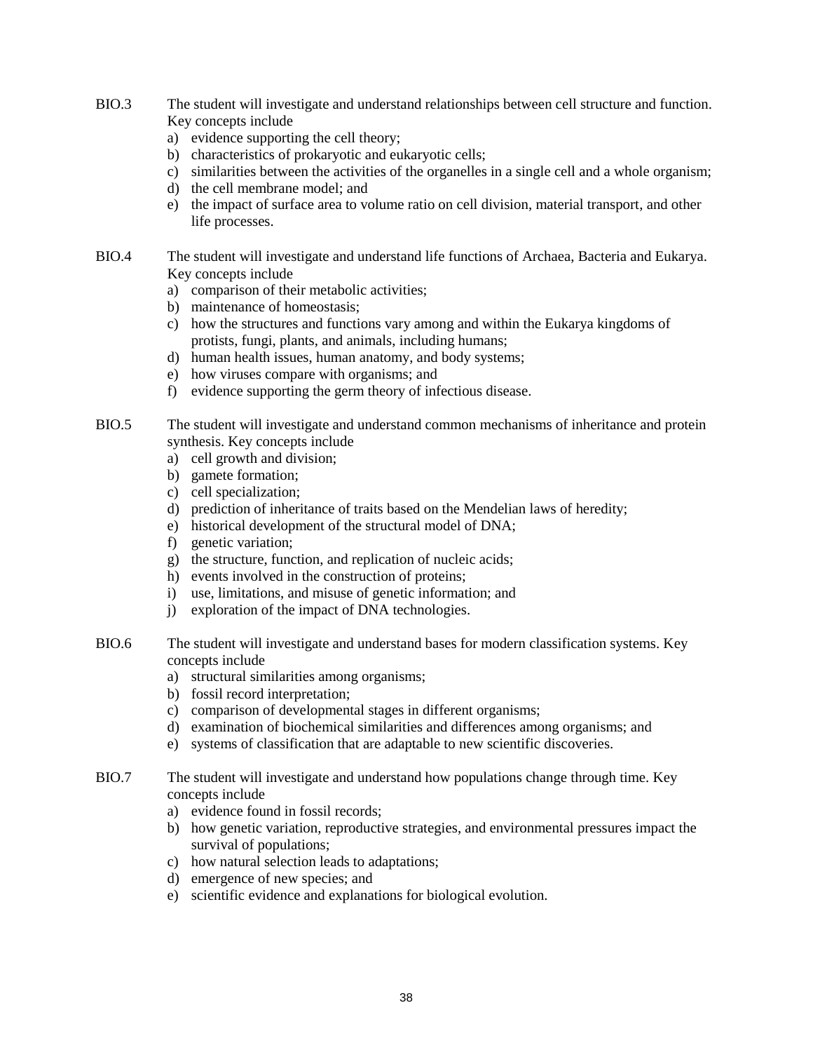BIO.3 The student will investigate and understand relationships between cell structure and function. Key concepts include

a) evidence supporting the cell theory;
b) characteristics of prokaryotic and eukaryotic cells;
c) similarities between the activities of the organelles in a single cell and a whole organism;
d) the cell membrane model; and
e) the impact of surface area to volume ratio on cell division, material transport, and other life processes.

BIO.4 The student will investigate and understand life functions of Archaea, Bacteria and Eukarya. Key concepts include

a) comparison of their metabolic activities;
b) maintenance of homeostasis;
c) how the structures and functions vary among and within the Eukarya kingdoms of protists, fungi, plants, and animals, including humans;
d) human health issues, human anatomy, and body systems;
e) how viruses compare with organisms; and
f) evidence supporting the germ theory of infectious disease.

BIO.5 The student will investigate and understand common mechanisms of inheritance and protein synthesis. Key concepts include

a) cell growth and division;
b) gamete formation;
c) cell specialization;
d) prediction of inheritance of traits based on the Mendelian laws of heredity;
e) historical development of the structural model of DNA;
f) genetic variation;
g) the structure, function, and replication of nucleic acids;
h) events involved in the construction of proteins;
i) use, limitations, and misuse of genetic information; and
j) exploration of the impact of DNA technologies.

BIO.6 The student will investigate and understand bases for modern classification systems. Key concepts include

a) structural similarities among organisms;
b) fossil record interpretation;
c) comparison of developmental stages in different organisms;
d) examination of biochemical similarities and differences among organisms; and
e) systems of classification that are adaptable to new scientific discoveries.

BIO.7 The student will investigate and understand how populations change through time. Key concepts include

a) evidence found in fossil records;
b) how genetic variation, reproductive strategies, and environmental pressures impact the survival of populations;
c) how natural selection leads to adaptations;
d) emergence of new species; and
e) scientific evidence and explanations for biological evolution.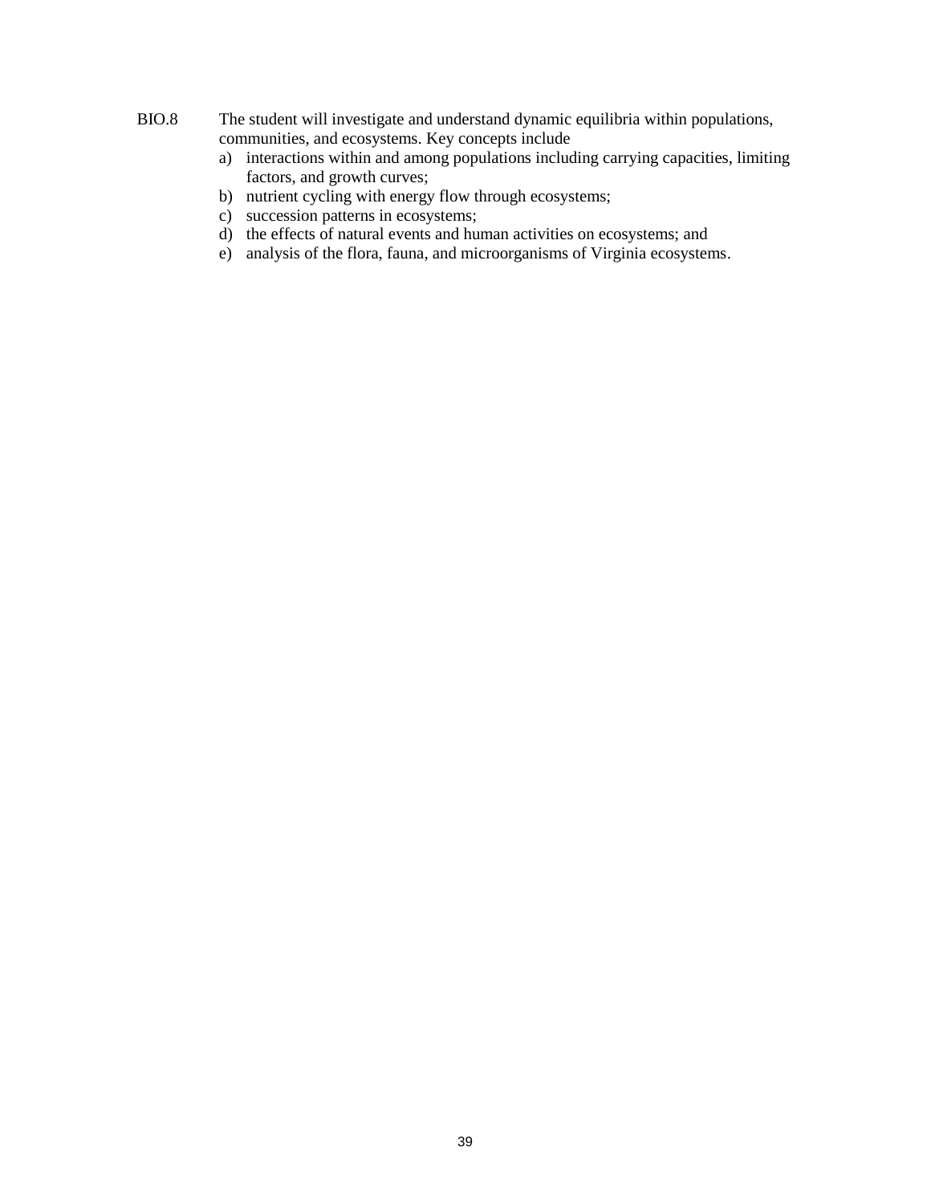BIO.8 The student will investigate and understand dynamic equilibria within populations, communities, and ecosystems. Key concepts include

a) interactions within and among populations including carrying capacities, limiting factors, and growth curves;
b) nutrient cycling with energy flow through ecosystems;
c) succession patterns in ecosystems;
d) the effects of natural events and human activities on ecosystems; and
e) analysis of the flora, fauna, and microorganisms of Virginia ecosystems.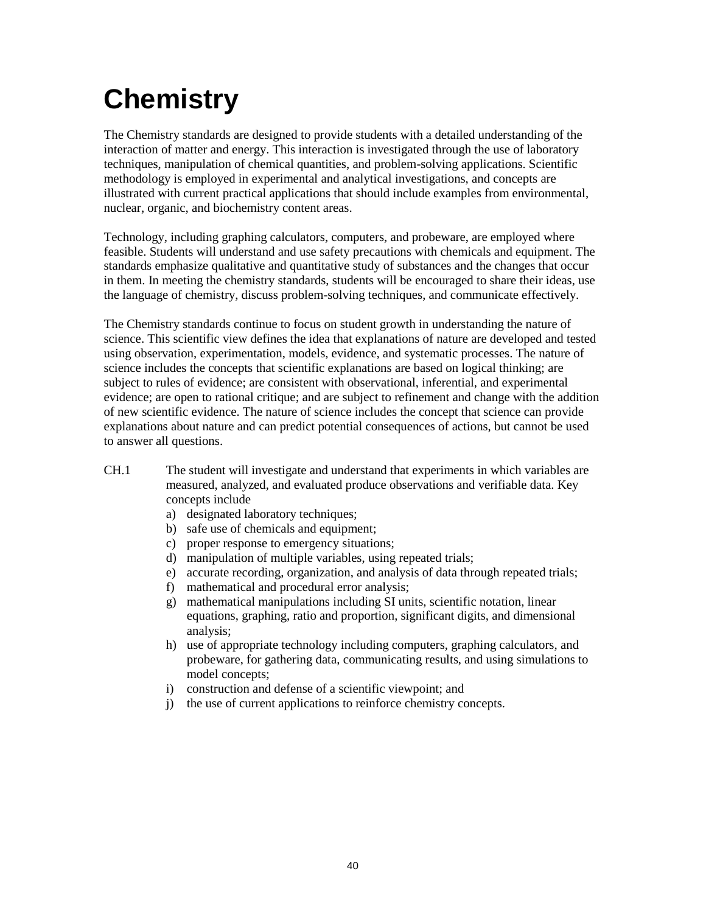# Chemistry

The Chemistry standards are designed to provide students with a detailed understanding of the interaction of matter and energy. This interaction is investigated through the use of laboratory techniques, manipulation of chemical quantities, and problem-solving applications. Scientific methodology is employed in experimental and analytical investigations, and concepts are illustrated with current practical applications that should include examples from environmental, nuclear, organic, and biochemistry content areas.

Technology, including graphing calculators, computers, and probeware, are employed where feasible. Students will understand and use safety precautions with chemicals and equipment. The standards emphasize qualitative and quantitative study of substances and the changes that occur in them. In meeting the chemistry standards, students will be encouraged to share their ideas, use the language of chemistry, discuss problem-solving techniques, and communicate effectively.

The Chemistry standards continue to focus on student growth in understanding the nature of science. This scientific view defines the idea that explanations of nature are developed and tested using observation, experimentation, models, evidence, and systematic processes. The nature of science includes the concepts that scientific explanations are based on logical thinking; are subject to rules of evidence; are consistent with observational, inferential, and experimental evidence; are open to rational critique; and are subject to refinement and change with the addition of new scientific evidence. The nature of science includes the concept that science can provide explanations about nature and can predict potential consequences of actions, but cannot be used to answer all questions.

CH.1 The student will investigate and understand that experiments in which variables are measured, analyzed, and evaluated produce observations and verifiable data. Key concepts include

a) designated laboratory techniques;
b) safe use of chemicals and equipment;
c) proper response to emergency situations;
d) manipulation of multiple variables, using repeated trials;
e) accurate recording, organization, and analysis of data through repeated trials;
f) mathematical and procedural error analysis;
g) mathematical manipulations including SI units, scientific notation, linear equations, graphing, ratio and proportion, significant digits, and dimensional analysis;
h) use of appropriate technology including computers, graphing calculators, and probeware, for gathering data, communicating results, and using simulations to model concepts;
i) construction and defense of a scientific viewpoint; and
j) the use of current applications to reinforce chemistry concepts.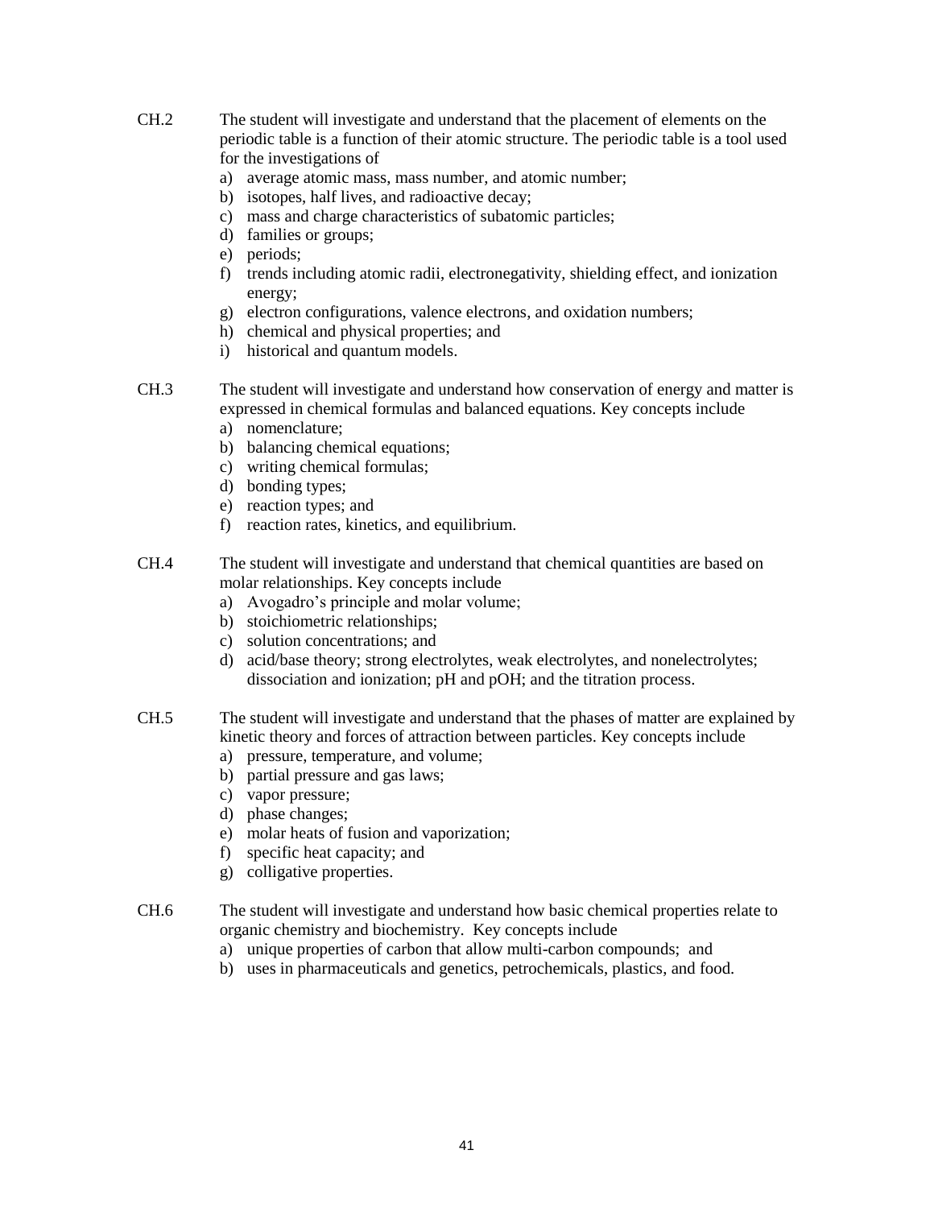CH.2 The student will investigate and understand that the placement of elements on the periodic table is a function of their atomic structure. The periodic table is a tool used for the investigations of

a) average atomic mass, mass number, and atomic number;
b) isotopes, half lives, and radioactive decay;
c) mass and charge characteristics of subatomic particles;
d) families or groups;
e) periods;
f) trends including atomic radii, electronegativity, shielding effect, and ionization energy;
g) electron configurations, valence electrons, and oxidation numbers;
h) chemical and physical properties; and
i) historical and quantum models.

CH.3 The student will investigate and understand how conservation of energy and matter is expressed in chemical formulas and balanced equations. Key concepts include

a) nomenclature;
b) balancing chemical equations;
c) writing chemical formulas;
d) bonding types;
e) reaction types; and
f) reaction rates, kinetics, and equilibrium.

CH.4 The student will investigate and understand that chemical quantities are based on molar relationships. Key concepts include

a) Avogadro's principle and molar volume;
b) stoichiometric relationships;
c) solution concentrations; and
d) acid/base theory; strong electrolytes, weak electrolytes, and nonelectrolytes; dissociation and ionization; pH and pOH; and the titration process.

CH.5 The student will investigate and understand that the phases of matter are explained by kinetic theory and forces of attraction between particles. Key concepts include

a) pressure, temperature, and volume;
b) partial pressure and gas laws;
c) vapor pressure;
d) phase changes;
e) molar heats of fusion and vaporization;
f) specific heat capacity; and
g) colligative properties.

CH.6 The student will investigate and understand how basic chemical properties relate to organic chemistry and biochemistry. Key concepts include

a) unique properties of carbon that allow multi-carbon compounds; and
b) uses in pharmaceuticals and genetics, petrochemicals, plastics, and food.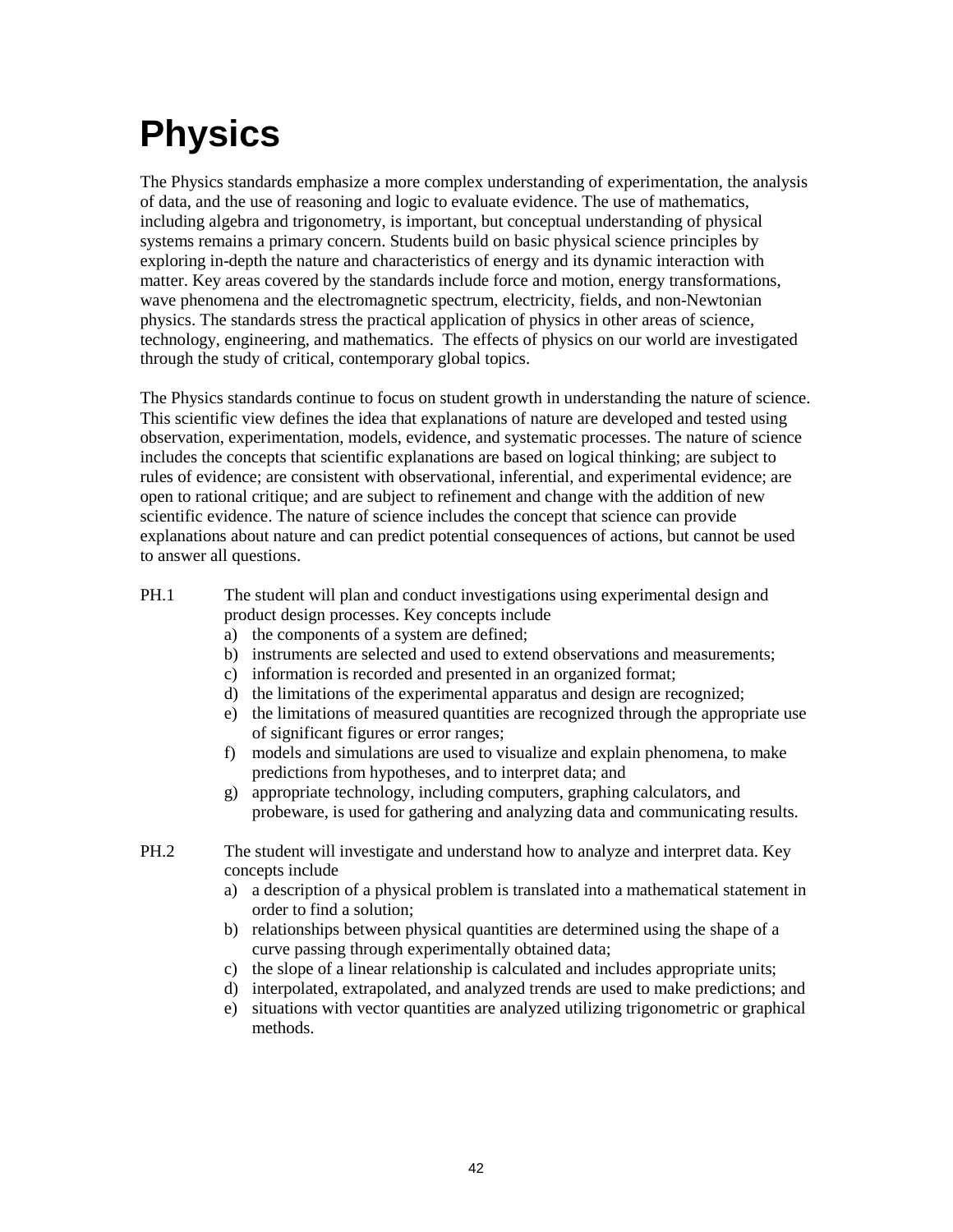# Physics

The Physics standards emphasize a more complex understanding of experimentation, the analysis of data, and the use of reasoning and logic to evaluate evidence. The use of mathematics, including algebra and trigonometry, is important, but conceptual understanding of physical systems remains a primary concern. Students build on basic physical science principles by exploring in-depth the nature and characteristics of energy and its dynamic interaction with matter. Key areas covered by the standards include force and motion, energy transformations, wave phenomena and the electromagnetic spectrum, electricity, fields, and non-Newtonian physics. The standards stress the practical application of physics in other areas of science, technology, engineering, and mathematics. The effects of physics on our world are investigated through the study of critical, contemporary global topics.

The Physics standards continue to focus on student growth in understanding the nature of science. This scientific view defines the idea that explanations of nature are developed and tested using observation, experimentation, models, evidence, and systematic processes. The nature of science includes the concepts that scientific explanations are based on logical thinking; are subject to rules of evidence; are consistent with observational, inferential, and experimental evidence; are open to rational critique; and are subject to refinement and change with the addition of new scientific evidence. The nature of science includes the concept that science can provide explanations about nature and can predict potential consequences of actions, but cannot be used to answer all questions.

PH.1 The student will plan and conduct investigations using experimental design and product design processes. Key concepts include

a) the components of a system are defined;
b) instruments are selected and used to extend observations and measurements;
c) information is recorded and presented in an organized format;
d) the limitations of the experimental apparatus and design are recognized;
e) the limitations of measured quantities are recognized through the appropriate use of significant figures or error ranges;
f) models and simulations are used to visualize and explain phenomena, to make predictions from hypotheses, and to interpret data; and
g) appropriate technology, including computers, graphing calculators, and probeware, is used for gathering and analyzing data and communicating results.

PH.2 The student will investigate and understand how to analyze and interpret data. Key concepts include

a) a description of a physical problem is translated into a mathematical statement in order to find a solution;
b) relationships between physical quantities are determined using the shape of a curve passing through experimentally obtained data;
c) the slope of a linear relationship is calculated and includes appropriate units;
d) interpolated, extrapolated, and analyzed trends are used to make predictions; and
e) situations with vector quantities are analyzed utilizing trigonometric or graphical methods.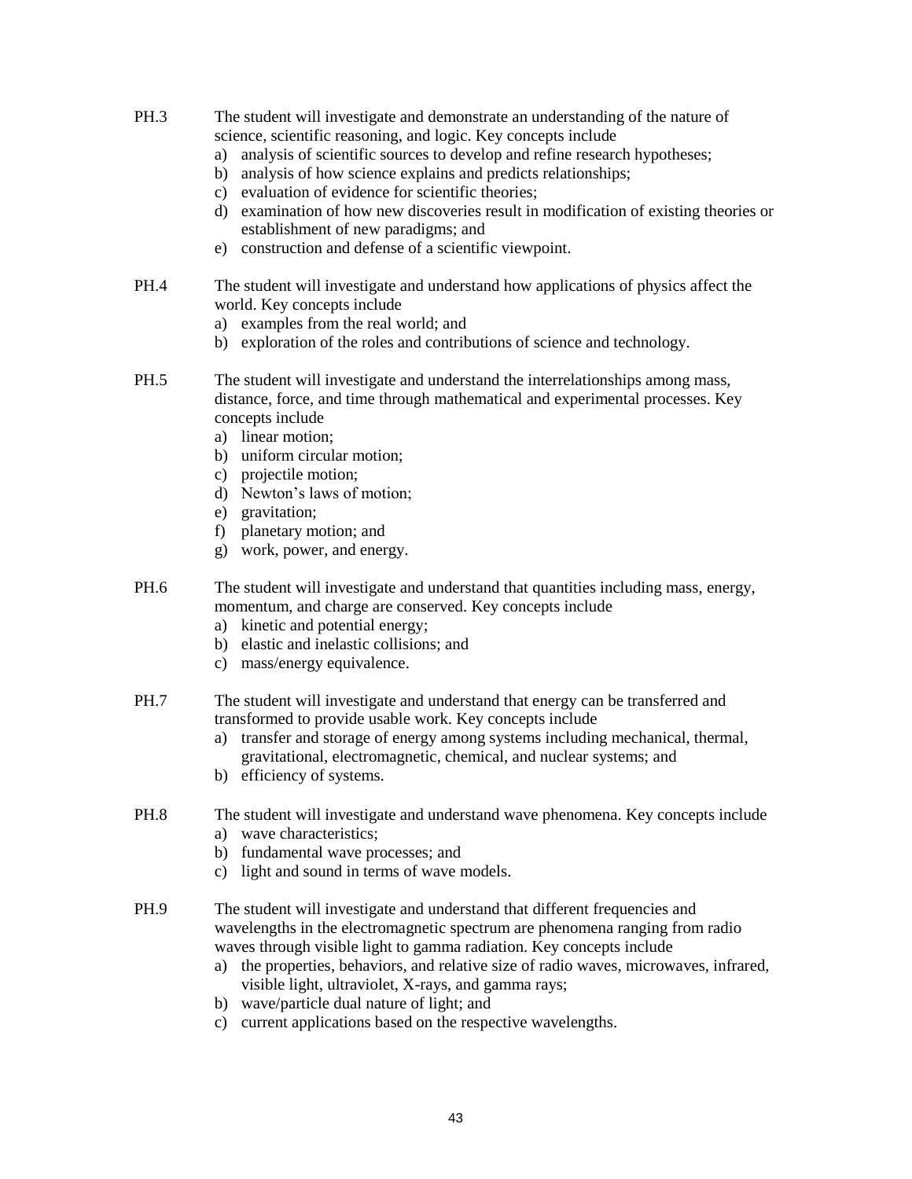PH.3 The student will investigate and demonstrate an understanding of the nature of science, scientific reasoning, and logic. Key concepts include

a) analysis of scientific sources to develop and refine research hypotheses;
b) analysis of how science explains and predicts relationships;
c) evaluation of evidence for scientific theories;
d) examination of how new discoveries result in modification of existing theories or establishment of new paradigms; and
e) construction and defense of a scientific viewpoint.

PH.4 The student will investigate and understand how applications of physics affect the world. Key concepts include

a) examples from the real world; and
b) exploration of the roles and contributions of science and technology.

PH.5 The student will investigate and understand the interrelationships among mass, distance, force, and time through mathematical and experimental processes. Key concepts include

a) linear motion;
b) uniform circular motion;
c) projectile motion;
d) Newton's laws of motion;
e) gravitation;
f) planetary motion; and
g) work, power, and energy.

PH.6 The student will investigate and understand that quantities including mass, energy, momentum, and charge are conserved. Key concepts include

a) kinetic and potential energy;
b) elastic and inelastic collisions; and
c) mass/energy equivalence.

PH.7 The student will investigate and understand that energy can be transferred and transformed to provide usable work. Key concepts include

a) transfer and storage of energy among systems including mechanical, thermal, gravitational, electromagnetic, chemical, and nuclear systems; and
b) efficiency of systems.

PH.8 The student will investigate and understand wave phenomena. Key concepts include

a) wave characteristics;
b) fundamental wave processes; and
c) light and sound in terms of wave models.

PH.9 The student will investigate and understand that different frequencies and wavelengths in the electromagnetic spectrum are phenomena ranging from radio waves through visible light to gamma radiation. Key concepts include

a) the properties, behaviors, and relative size of radio waves, microwaves, infrared, visible light, ultraviolet, X-rays, and gamma rays;
b) wave/particle dual nature of light; and
c) current applications based on the respective wavelengths.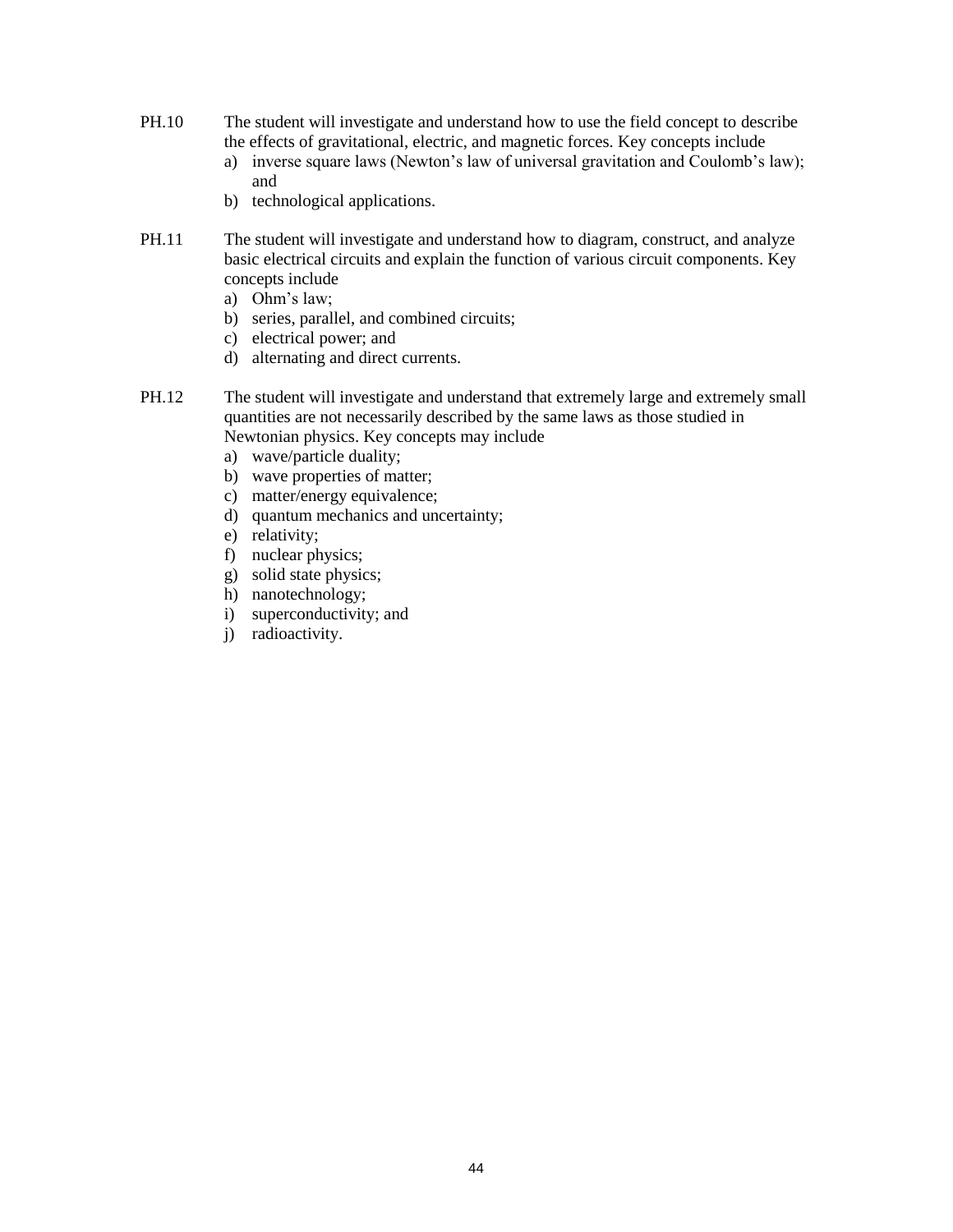PH.10 The student will investigate and understand how to use the field concept to describe the effects of gravitational, electric, and magnetic forces. Key concepts include

a) inverse square laws (Newton’s law of universal gravitation and Coulomb’s law); and
b) technological applications.

PH.11 The student will investigate and understand how to diagram, construct, and analyze basic electrical circuits and explain the function of various circuit components. Key concepts include

a) Ohm’s law;
b) series, parallel, and combined circuits;
c) electrical power; and
d) alternating and direct currents.

PH.12 The student will investigate and understand that extremely large and extremely small quantities are not necessarily described by the same laws as those studied in Newtonian physics. Key concepts may include

a) wave/particle duality;
b) wave properties of matter;
c) matter/energy equivalence;
d) quantum mechanics and uncertainty;
e) relativity;
f) nuclear physics;
g) solid state physics;
h) nanotechnology;
i) superconductivity; and
j) radioactivity.